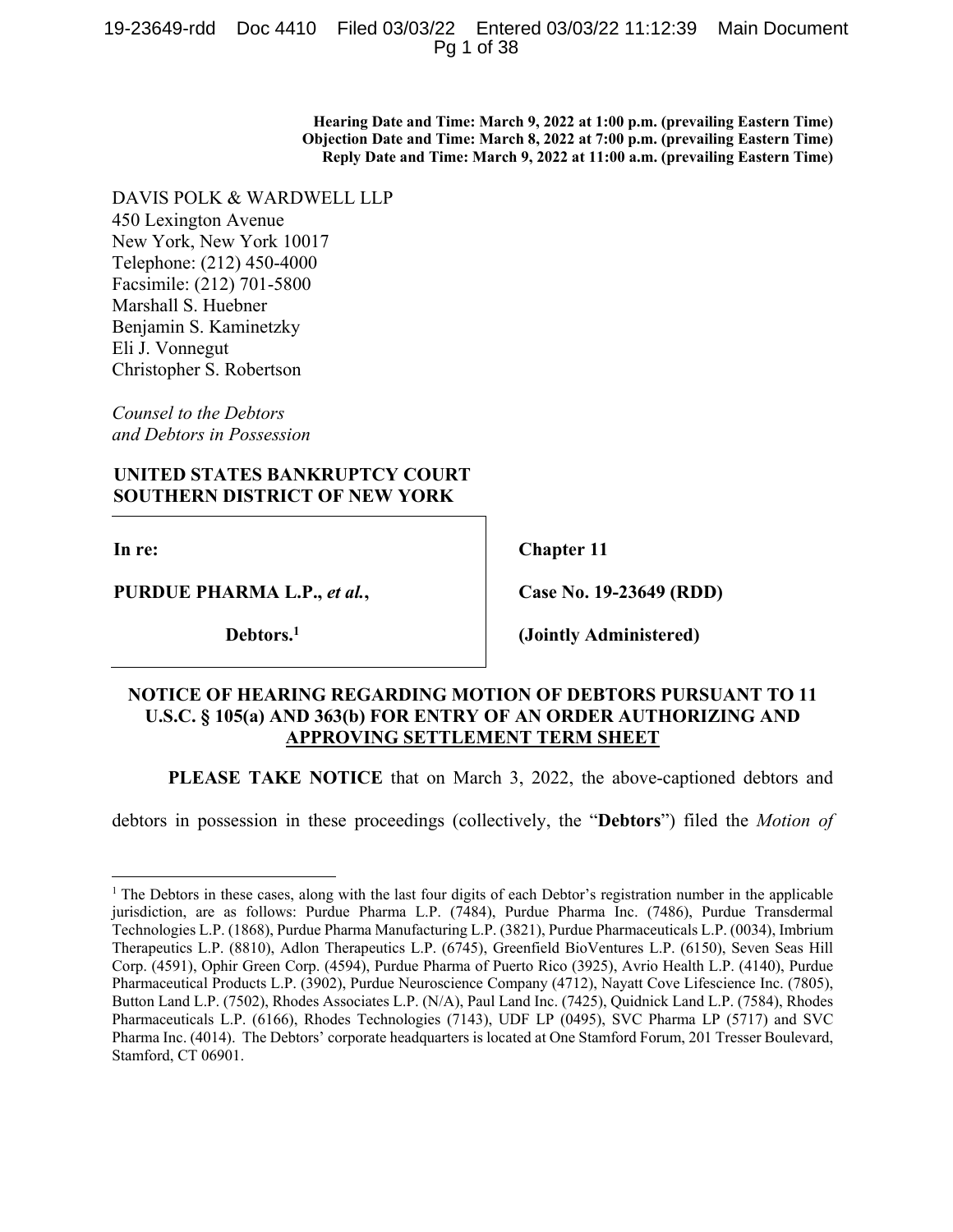**Hearing Date and Time: March 9, 2022 at 1:00 p.m. (prevailing Eastern Time)**
**Objection Date and Time: March 8, 2022 at 7:00 p.m. (prevailing Eastern Time)**
**Reply Date and Time: March 9, 2022 at 11:00 a.m. (prevailing Eastern Time)**

DAVIS POLK & WARDWELL LLP
450 Lexington Avenue
New York, New York 10017
Telephone: (212) 450-4000
Facsimile: (212) 701-5800
Marshall S. Huebner
Benjamin S. Kaminetzky
Eli J. Vonnegut
Christopher S. Robertson

*Counsel to the Debtors and Debtors in Possession*

**UNITED STATES BANKRUPTCY COURT**
**SOUTHERN DISTRICT OF NEW YORK**

| | |
|---|---|
| **In re:** | **Chapter 11** |
| **PURDUE PHARMA L.P., *et al.*,** | **Case No. 19-23649 (RDD)** |
| **Debtors.**[1] | **(Jointly Administered)** |

**NOTICE OF HEARING REGARDING MOTION OF DEBTORS PURSUANT TO 11 U.S.C. § 105(a) AND 363(b) FOR ENTRY OF AN ORDER AUTHORIZING AND APPROVING SETTLEMENT TERM SHEET**

**PLEASE TAKE NOTICE** that on March 3, 2022, the above-captioned debtors and debtors in possession in these proceedings (collectively, the "**Debtors**") filed the *Motion of*

[1] The Debtors in these cases, along with the last four digits of each Debtor's registration number in the applicable jurisdiction, are as follows: Purdue Pharma L.P. (7484), Purdue Pharma Inc. (7486), Purdue Transdermal Technologies L.P. (1868), Purdue Pharma Manufacturing L.P. (3821), Purdue Pharmaceuticals L.P. (0034), Imbrium Therapeutics L.P. (8810), Adlon Therapeutics L.P. (6745), Greenfield BioVentures L.P. (6150), Seven Seas Hill Corp. (4591), Ophir Green Corp. (4594), Purdue Pharma of Puerto Rico (3925), Avrio Health L.P. (4140), Purdue Pharmaceutical Products L.P. (3902), Purdue Neuroscience Company (4712), Nayatt Cove Lifescience Inc. (7805), Button Land L.P. (7502), Rhodes Associates L.P. (N/A), Paul Land Inc. (7425), Quidnick Land L.P. (7584), Rhodes Pharmaceuticals L.P. (6166), Rhodes Technologies (7143), UDF LP (0495), SVC Pharma LP (5717) and SVC Pharma Inc. (4014). The Debtors' corporate headquarters is located at One Stamford Forum, 201 Tresser Boulevard, Stamford, CT 06901.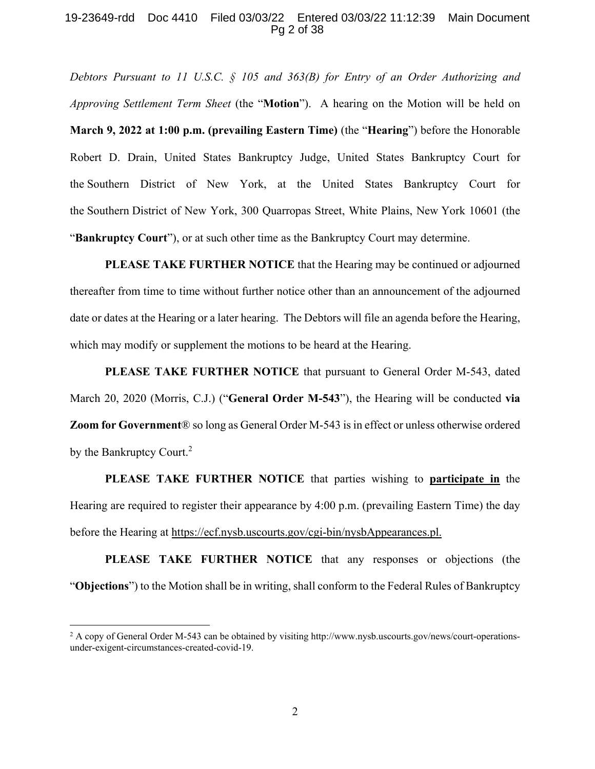*Debtors Pursuant to 11 U.S.C. § 105 and 363(B) for Entry of an Order Authorizing and Approving Settlement Term Sheet* (the "**Motion**"). A hearing on the Motion will be held on **March 9, 2022 at 1:00 p.m. (prevailing Eastern Time)** (the "**Hearing**") before the Honorable Robert D. Drain, United States Bankruptcy Judge, United States Bankruptcy Court for the Southern District of New York, at the United States Bankruptcy Court for the Southern District of New York, 300 Quarropas Street, White Plains, New York 10601 (the "**Bankruptcy Court**"), or at such other time as the Bankruptcy Court may determine.

**PLEASE TAKE FURTHER NOTICE** that the Hearing may be continued or adjourned thereafter from time to time without further notice other than an announcement of the adjourned date or dates at the Hearing or a later hearing. The Debtors will file an agenda before the Hearing, which may modify or supplement the motions to be heard at the Hearing.

**PLEASE TAKE FURTHER NOTICE** that pursuant to General Order M-543, dated March 20, 2020 (Morris, C.J.) ("**General Order M-543**"), the Hearing will be conducted **via Zoom for Government**® so long as General Order M-543 is in effect or unless otherwise ordered by the Bankruptcy Court.[2]

**PLEASE TAKE FURTHER NOTICE** that parties wishing to **participate in** the Hearing are required to register their appearance by 4:00 p.m. (prevailing Eastern Time) the day before the Hearing at https://ecf.nysb.uscourts.gov/cgi-bin/nysbAppearances.pl.

**PLEASE TAKE FURTHER NOTICE** that any responses or objections (the "**Objections**") to the Motion shall be in writing, shall conform to the Federal Rules of Bankruptcy

---

[2] A copy of General Order M-543 can be obtained by visiting http://www.nysb.uscourts.gov/news/court-operations-under-exigent-circumstances-created-covid-19.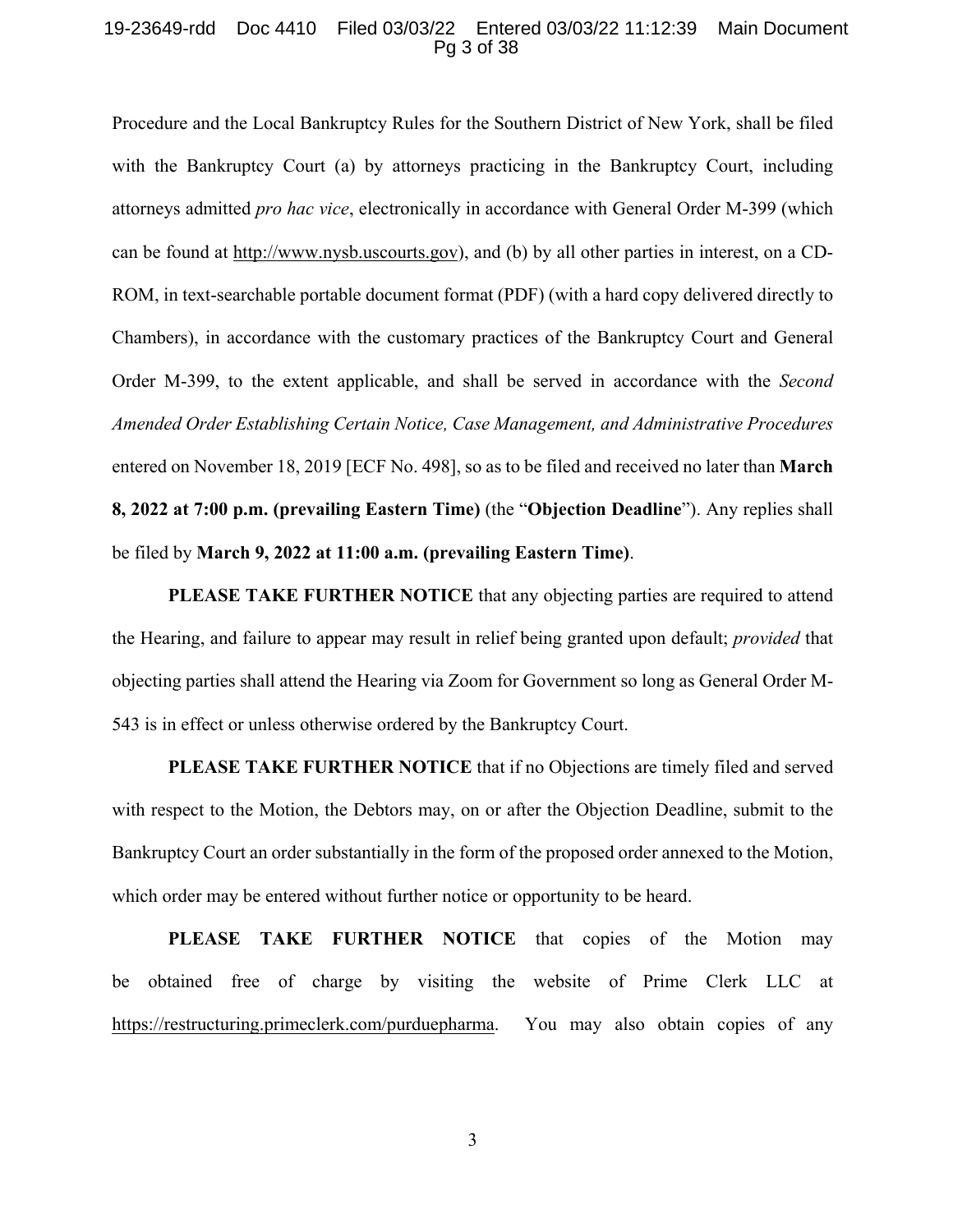Procedure and the Local Bankruptcy Rules for the Southern District of New York, shall be filed with the Bankruptcy Court (a) by attorneys practicing in the Bankruptcy Court, including attorneys admitted *pro hac vice*, electronically in accordance with General Order M-399 (which can be found at http://www.nysb.uscourts.gov), and (b) by all other parties in interest, on a CD-ROM, in text-searchable portable document format (PDF) (with a hard copy delivered directly to Chambers), in accordance with the customary practices of the Bankruptcy Court and General Order M-399, to the extent applicable, and shall be served in accordance with the *Second Amended Order Establishing Certain Notice, Case Management, and Administrative Procedures* entered on November 18, 2019 [ECF No. 498], so as to be filed and received no later than **March 8, 2022 at 7:00 p.m. (prevailing Eastern Time)** (the "**Objection Deadline**"). Any replies shall be filed by **March 9, 2022 at 11:00 a.m. (prevailing Eastern Time)**.

**PLEASE TAKE FURTHER NOTICE** that any objecting parties are required to attend the Hearing, and failure to appear may result in relief being granted upon default; *provided* that objecting parties shall attend the Hearing via Zoom for Government so long as General Order M-543 is in effect or unless otherwise ordered by the Bankruptcy Court.

**PLEASE TAKE FURTHER NOTICE** that if no Objections are timely filed and served with respect to the Motion, the Debtors may, on or after the Objection Deadline, submit to the Bankruptcy Court an order substantially in the form of the proposed order annexed to the Motion, which order may be entered without further notice or opportunity to be heard.

**PLEASE TAKE FURTHER NOTICE** that copies of the Motion may be obtained free of charge by visiting the website of Prime Clerk LLC at https://restructuring.primeclerk.com/purduepharma. You may also obtain copies of any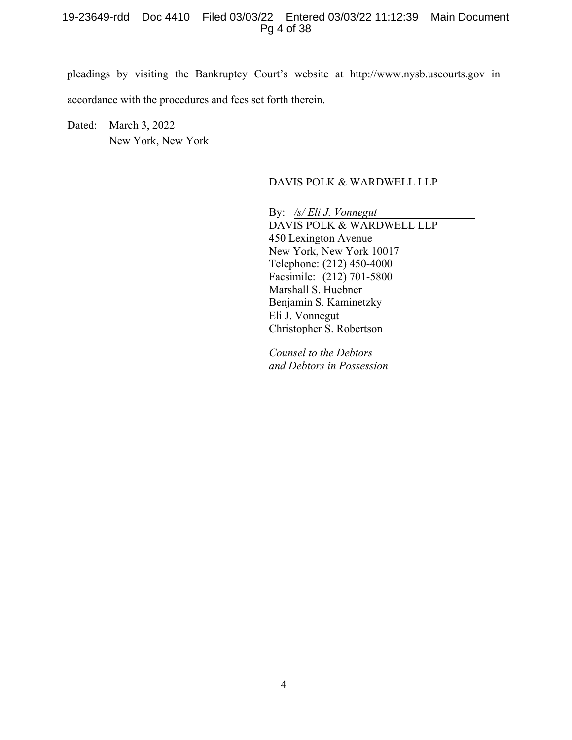pleadings by visiting the Bankruptcy Court's website at http://www.nysb.uscourts.gov in accordance with the procedures and fees set forth therein.

Dated: March 3, 2022
New York, New York

DAVIS POLK & WARDWELL LLP

By: */s/ Eli J. Vonnegut*
DAVIS POLK & WARDWELL LLP
450 Lexington Avenue
New York, New York 10017
Telephone: (212) 450-4000
Facsimile: (212) 701-5800
Marshall S. Huebner
Benjamin S. Kaminetzky
Eli J. Vonnegut
Christopher S. Robertson

*Counsel to the Debtors and Debtors in Possession*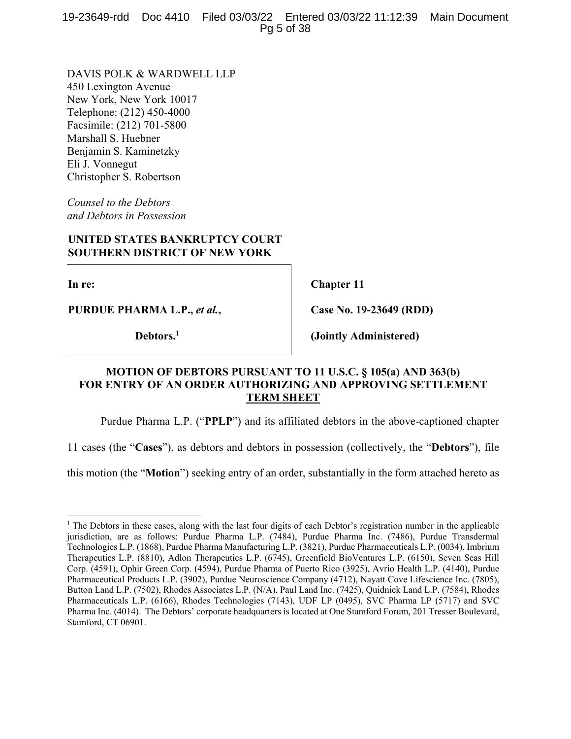DAVIS POLK & WARDWELL LLP
450 Lexington Avenue
New York, New York 10017
Telephone: (212) 450-4000
Facsimile: (212) 701-5800
Marshall S. Huebner
Benjamin S. Kaminetzky
Eli J. Vonnegut
Christopher S. Robertson

*Counsel to the Debtors and Debtors in Possession*

**UNITED STATES BANKRUPTCY COURT**
**SOUTHERN DISTRICT OF NEW YORK**

| | |
|---|---|
| **In re:** | **Chapter 11** |
| **PURDUE PHARMA L.P.,** ***et al.*****,** | **Case No. 19-23649 (RDD)** |
| **Debtors.**[1] | **(Jointly Administered)** |

**MOTION OF DEBTORS PURSUANT TO 11 U.S.C. § 105(a) AND 363(b) FOR ENTRY OF AN ORDER AUTHORIZING AND APPROVING SETTLEMENT TERM SHEET**

Purdue Pharma L.P. ("**PPLP**") and its affiliated debtors in the above-captioned chapter 11 cases (the "**Cases**"), as debtors and debtors in possession (collectively, the "**Debtors**"), file this motion (the "**Motion**") seeking entry of an order, substantially in the form attached hereto as

---

[1] The Debtors in these cases, along with the last four digits of each Debtor's registration number in the applicable jurisdiction, are as follows: Purdue Pharma L.P. (7484), Purdue Pharma Inc. (7486), Purdue Transdermal Technologies L.P. (1868), Purdue Pharma Manufacturing L.P. (3821), Purdue Pharmaceuticals L.P. (0034), Imbrium Therapeutics L.P. (8810), Adlon Therapeutics L.P. (6745), Greenfield BioVentures L.P. (6150), Seven Seas Hill Corp. (4591), Ophir Green Corp. (4594), Purdue Pharma of Puerto Rico (3925), Avrio Health L.P. (4140), Purdue Pharmaceutical Products L.P. (3902), Purdue Neuroscience Company (4712), Nayatt Cove Lifescience Inc. (7805), Button Land L.P. (7502), Rhodes Associates L.P. (N/A), Paul Land Inc. (7425), Quidnick Land L.P. (7584), Rhodes Pharmaceuticals L.P. (6166), Rhodes Technologies (7143), UDF LP (0495), SVC Pharma LP (5717) and SVC Pharma Inc. (4014). The Debtors' corporate headquarters is located at One Stamford Forum, 201 Tresser Boulevard, Stamford, CT 06901.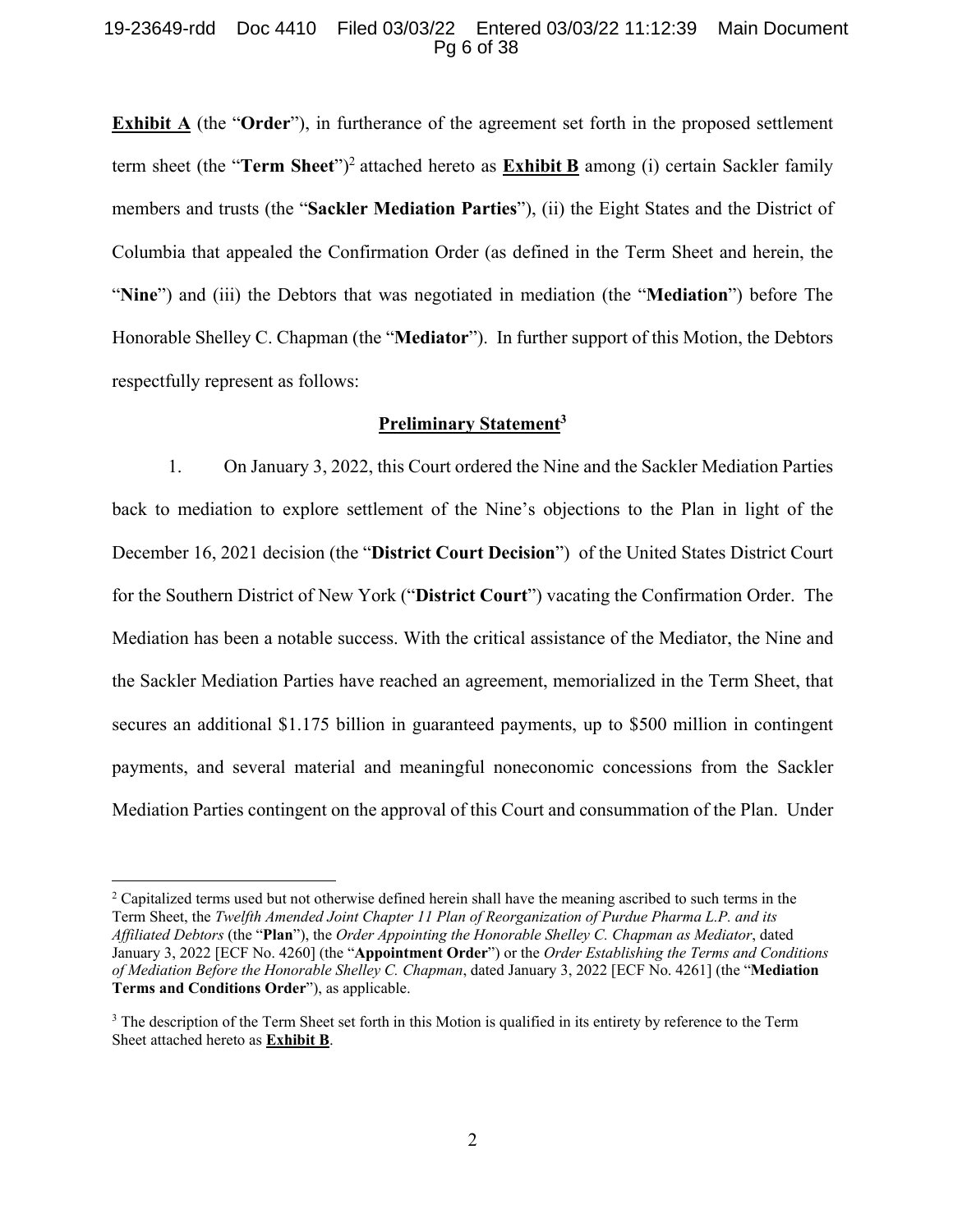**Exhibit A** (the "**Order**"), in furtherance of the agreement set forth in the proposed settlement term sheet (the "**Term Sheet**")[2] attached hereto as **Exhibit B** among (i) certain Sackler family members and trusts (the "**Sackler Mediation Parties**"), (ii) the Eight States and the District of Columbia that appealed the Confirmation Order (as defined in the Term Sheet and herein, the "**Nine**") and (iii) the Debtors that was negotiated in mediation (the "**Mediation**") before The Honorable Shelley C. Chapman (the "**Mediator**"). In further support of this Motion, the Debtors respectfully represent as follows:

## Preliminary Statement[3]

1. On January 3, 2022, this Court ordered the Nine and the Sackler Mediation Parties back to mediation to explore settlement of the Nine's objections to the Plan in light of the December 16, 2021 decision (the "**District Court Decision**") of the United States District Court for the Southern District of New York ("**District Court**") vacating the Confirmation Order. The Mediation has been a notable success. With the critical assistance of the Mediator, the Nine and the Sackler Mediation Parties have reached an agreement, memorialized in the Term Sheet, that secures an additional \$1.175 billion in guaranteed payments, up to \$500 million in contingent payments, and several material and meaningful noneconomic concessions from the Sackler Mediation Parties contingent on the approval of this Court and consummation of the Plan. Under

---

[2] Capitalized terms used but not otherwise defined herein shall have the meaning ascribed to such terms in the Term Sheet, the *Twelfth Amended Joint Chapter 11 Plan of Reorganization of Purdue Pharma L.P. and its Affiliated Debtors* (the "**Plan**"), the *Order Appointing the Honorable Shelley C. Chapman as Mediator*, dated January 3, 2022 [ECF No. 4260] (the "**Appointment Order**") or the *Order Establishing the Terms and Conditions of Mediation Before the Honorable Shelley C. Chapman*, dated January 3, 2022 [ECF No. 4261] (the "**Mediation Terms and Conditions Order**"), as applicable.

[3] The description of the Term Sheet set forth in this Motion is qualified in its entirety by reference to the Term Sheet attached hereto as **Exhibit B**.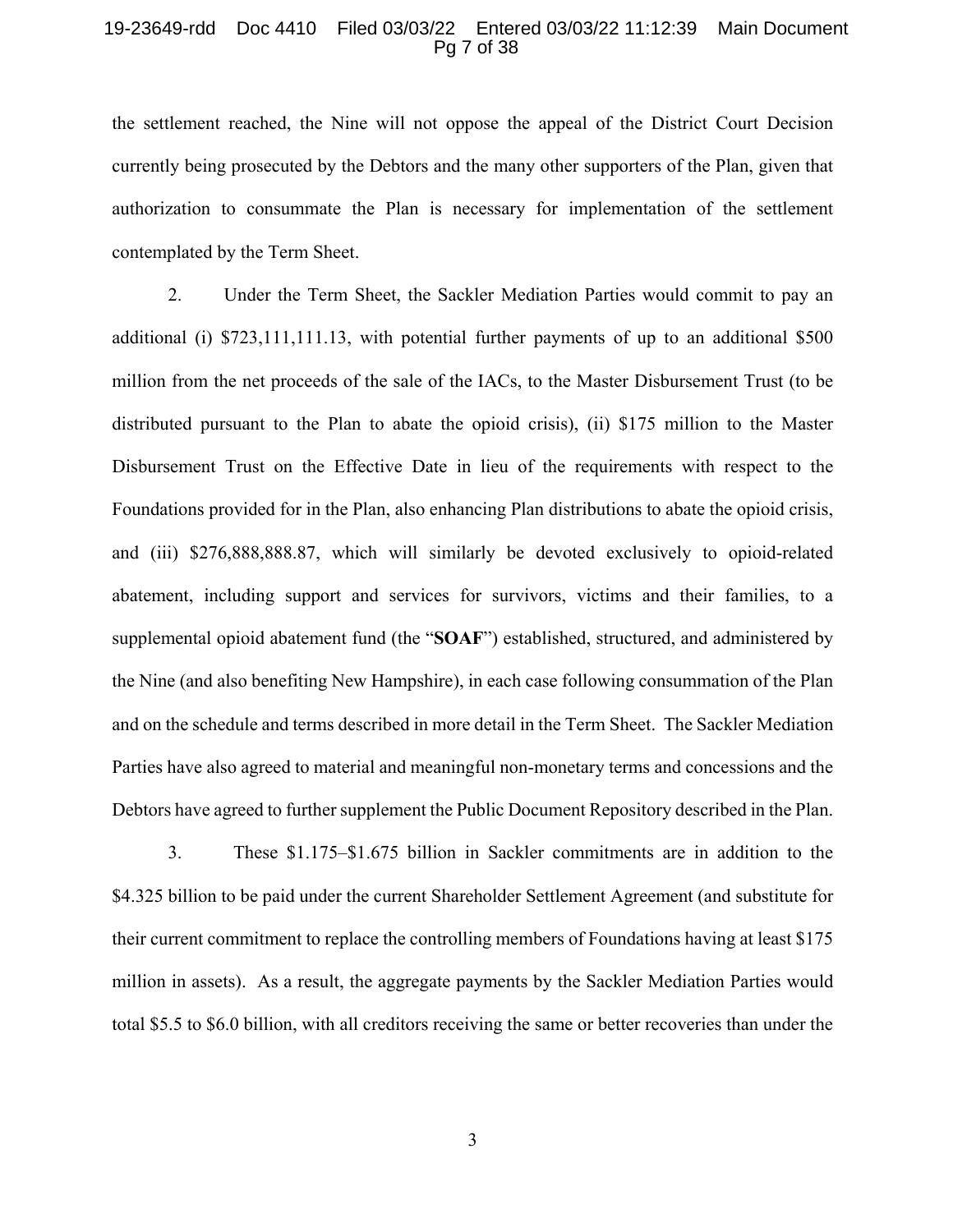the settlement reached, the Nine will not oppose the appeal of the District Court Decision currently being prosecuted by the Debtors and the many other supporters of the Plan, given that authorization to consummate the Plan is necessary for implementation of the settlement contemplated by the Term Sheet.

2. Under the Term Sheet, the Sackler Mediation Parties would commit to pay an additional (i) $723,111,111.13, with potential further payments of up to an additional $500 million from the net proceeds of the sale of the IACs, to the Master Disbursement Trust (to be distributed pursuant to the Plan to abate the opioid crisis), (ii) $175 million to the Master Disbursement Trust on the Effective Date in lieu of the requirements with respect to the Foundations provided for in the Plan, also enhancing Plan distributions to abate the opioid crisis, and (iii) $276,888,888.87, which will similarly be devoted exclusively to opioid-related abatement, including support and services for survivors, victims and their families, to a supplemental opioid abatement fund (the "**SOAF**") established, structured, and administered by the Nine (and also benefiting New Hampshire), in each case following consummation of the Plan and on the schedule and terms described in more detail in the Term Sheet. The Sackler Mediation Parties have also agreed to material and meaningful non-monetary terms and concessions and the Debtors have agreed to further supplement the Public Document Repository described in the Plan.

3. These $1.175–$1.675 billion in Sackler commitments are in addition to the $4.325 billion to be paid under the current Shareholder Settlement Agreement (and substitute for their current commitment to replace the controlling members of Foundations having at least $175 million in assets). As a result, the aggregate payments by the Sackler Mediation Parties would total $5.5 to $6.0 billion, with all creditors receiving the same or better recoveries than under the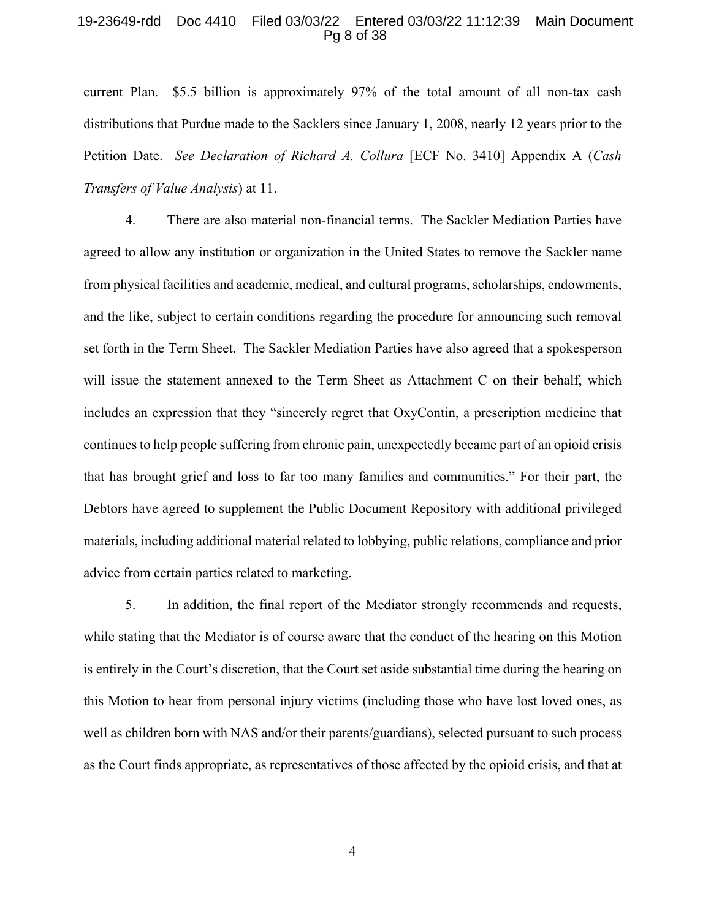current Plan. $5.5 billion is approximately 97% of the total amount of all non-tax cash distributions that Purdue made to the Sacklers since January 1, 2008, nearly 12 years prior to the Petition Date. *See Declaration of Richard A. Collura* [ECF No. 3410] Appendix A (*Cash Transfers of Value Analysis*) at 11.

4. There are also material non-financial terms. The Sackler Mediation Parties have agreed to allow any institution or organization in the United States to remove the Sackler name from physical facilities and academic, medical, and cultural programs, scholarships, endowments, and the like, subject to certain conditions regarding the procedure for announcing such removal set forth in the Term Sheet. The Sackler Mediation Parties have also agreed that a spokesperson will issue the statement annexed to the Term Sheet as Attachment C on their behalf, which includes an expression that they "sincerely regret that OxyContin, a prescription medicine that continues to help people suffering from chronic pain, unexpectedly became part of an opioid crisis that has brought grief and loss to far too many families and communities." For their part, the Debtors have agreed to supplement the Public Document Repository with additional privileged materials, including additional material related to lobbying, public relations, compliance and prior advice from certain parties related to marketing.

5. In addition, the final report of the Mediator strongly recommends and requests, while stating that the Mediator is of course aware that the conduct of the hearing on this Motion is entirely in the Court's discretion, that the Court set aside substantial time during the hearing on this Motion to hear from personal injury victims (including those who have lost loved ones, as well as children born with NAS and/or their parents/guardians), selected pursuant to such process as the Court finds appropriate, as representatives of those affected by the opioid crisis, and that at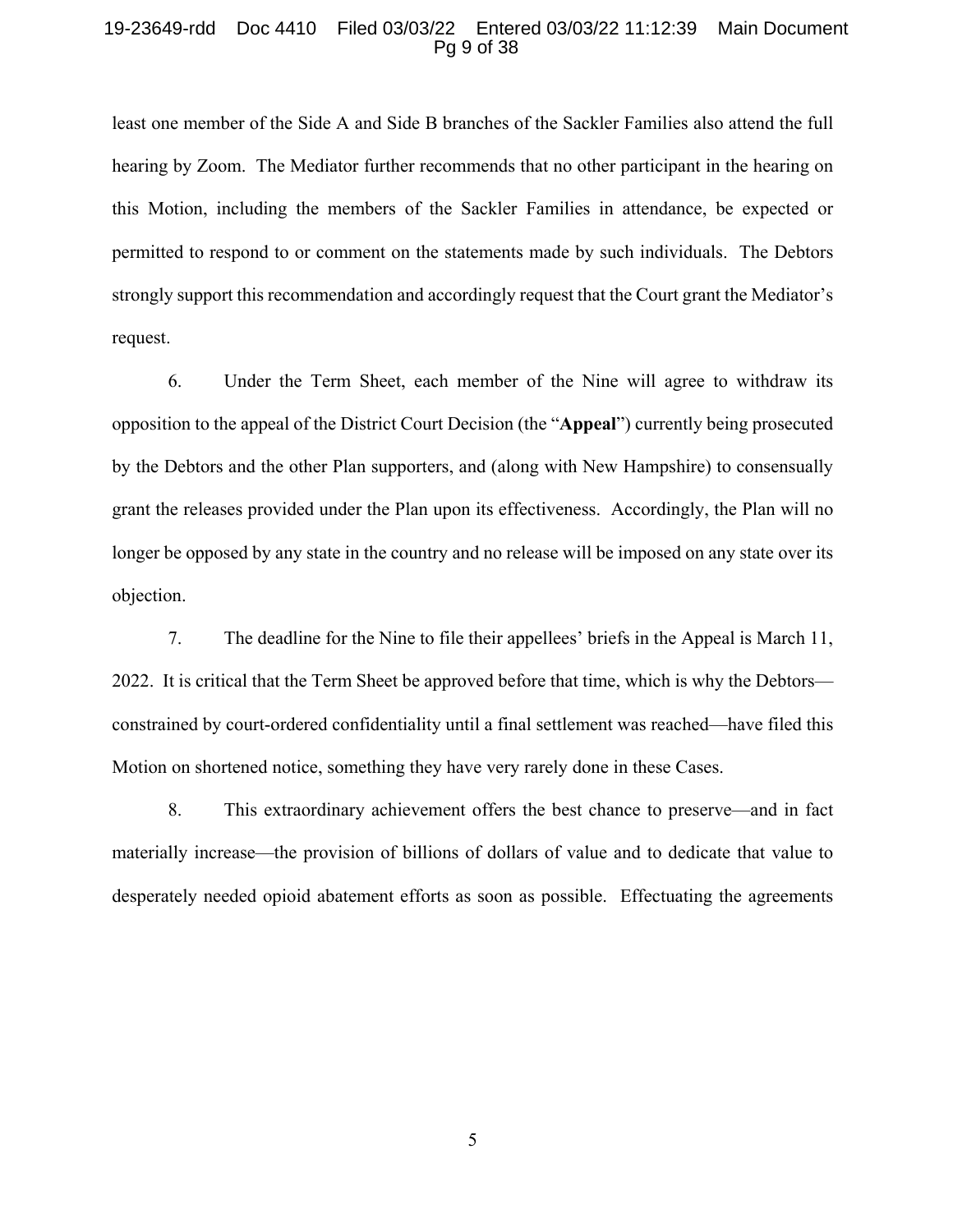least one member of the Side A and Side B branches of the Sackler Families also attend the full hearing by Zoom. The Mediator further recommends that no other participant in the hearing on this Motion, including the members of the Sackler Families in attendance, be expected or permitted to respond to or comment on the statements made by such individuals. The Debtors strongly support this recommendation and accordingly request that the Court grant the Mediator's request.

6. Under the Term Sheet, each member of the Nine will agree to withdraw its opposition to the appeal of the District Court Decision (the "**Appeal**") currently being prosecuted by the Debtors and the other Plan supporters, and (along with New Hampshire) to consensually grant the releases provided under the Plan upon its effectiveness. Accordingly, the Plan will no longer be opposed by any state in the country and no release will be imposed on any state over its objection.

7. The deadline for the Nine to file their appellees' briefs in the Appeal is March 11, 2022. It is critical that the Term Sheet be approved before that time, which is why the Debtors—constrained by court-ordered confidentiality until a final settlement was reached—have filed this Motion on shortened notice, something they have very rarely done in these Cases.

8. This extraordinary achievement offers the best chance to preserve—and in fact materially increase—the provision of billions of dollars of value and to dedicate that value to desperately needed opioid abatement efforts as soon as possible. Effectuating the agreements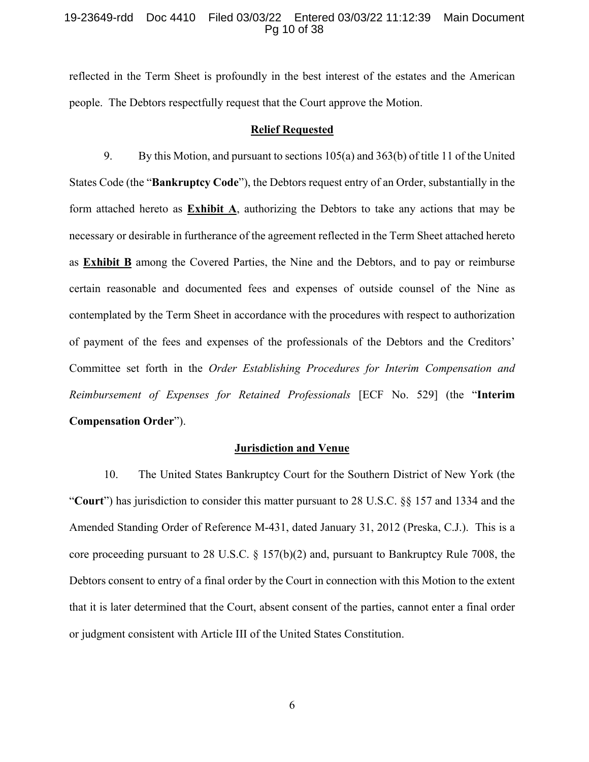reflected in the Term Sheet is profoundly in the best interest of the estates and the American people. The Debtors respectfully request that the Court approve the Motion.

## Relief Requested

9. By this Motion, and pursuant to sections 105(a) and 363(b) of title 11 of the United States Code (the "**Bankruptcy Code**"), the Debtors request entry of an Order, substantially in the form attached hereto as **Exhibit A**, authorizing the Debtors to take any actions that may be necessary or desirable in furtherance of the agreement reflected in the Term Sheet attached hereto as **Exhibit B** among the Covered Parties, the Nine and the Debtors, and to pay or reimburse certain reasonable and documented fees and expenses of outside counsel of the Nine as contemplated by the Term Sheet in accordance with the procedures with respect to authorization of payment of the fees and expenses of the professionals of the Debtors and the Creditors' Committee set forth in the *Order Establishing Procedures for Interim Compensation and Reimbursement of Expenses for Retained Professionals* [ECF No. 529] (the "**Interim Compensation Order**").

## Jurisdiction and Venue

10. The United States Bankruptcy Court for the Southern District of New York (the "**Court**") has jurisdiction to consider this matter pursuant to 28 U.S.C. §§ 157 and 1334 and the Amended Standing Order of Reference M-431, dated January 31, 2012 (Preska, C.J.). This is a core proceeding pursuant to 28 U.S.C. § 157(b)(2) and, pursuant to Bankruptcy Rule 7008, the Debtors consent to entry of a final order by the Court in connection with this Motion to the extent that it is later determined that the Court, absent consent of the parties, cannot enter a final order or judgment consistent with Article III of the United States Constitution.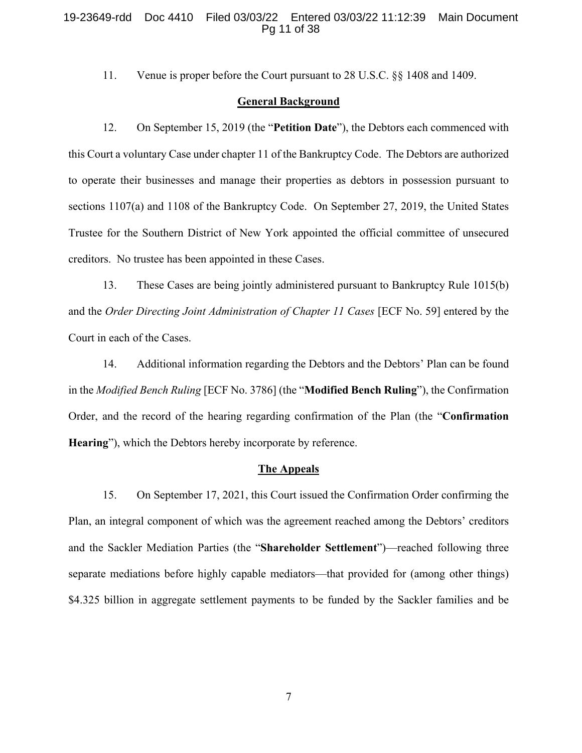11. Venue is proper before the Court pursuant to 28 U.S.C. §§ 1408 and 1409.

## General Background

12. On September 15, 2019 (the "**Petition Date**"), the Debtors each commenced with this Court a voluntary Case under chapter 11 of the Bankruptcy Code. The Debtors are authorized to operate their businesses and manage their properties as debtors in possession pursuant to sections 1107(a) and 1108 of the Bankruptcy Code. On September 27, 2019, the United States Trustee for the Southern District of New York appointed the official committee of unsecured creditors. No trustee has been appointed in these Cases.

13. These Cases are being jointly administered pursuant to Bankruptcy Rule 1015(b) and the *Order Directing Joint Administration of Chapter 11 Cases* [ECF No. 59] entered by the Court in each of the Cases.

14. Additional information regarding the Debtors and the Debtors' Plan can be found in the *Modified Bench Ruling* [ECF No. 3786] (the "**Modified Bench Ruling**"), the Confirmation Order, and the record of the hearing regarding confirmation of the Plan (the "**Confirmation Hearing**"), which the Debtors hereby incorporate by reference.

## The Appeals

15. On September 17, 2021, this Court issued the Confirmation Order confirming the Plan, an integral component of which was the agreement reached among the Debtors' creditors and the Sackler Mediation Parties (the "**Shareholder Settlement**")—reached following three separate mediations before highly capable mediators—that provided for (among other things) $4.325 billion in aggregate settlement payments to be funded by the Sackler families and be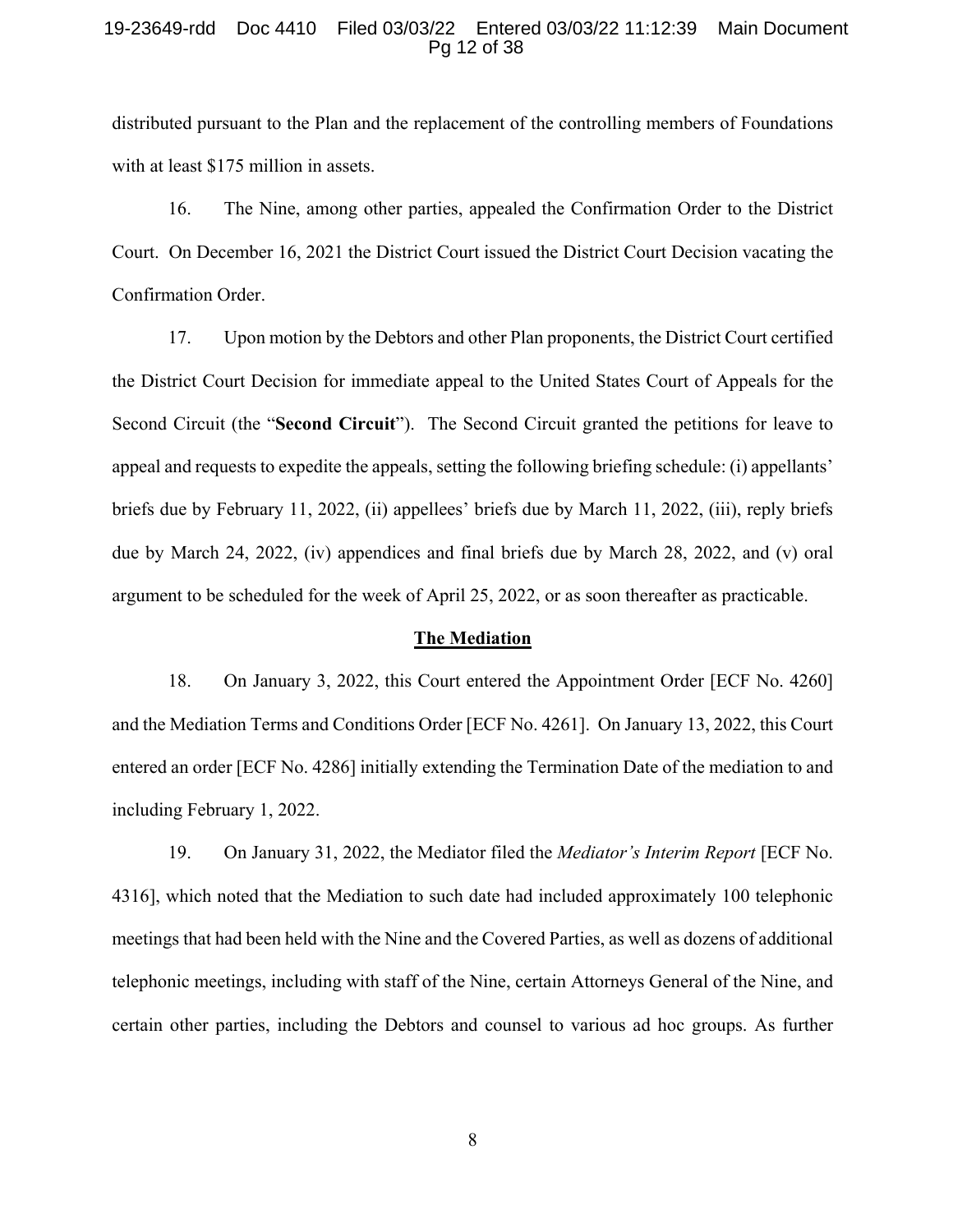distributed pursuant to the Plan and the replacement of the controlling members of Foundations with at least $175 million in assets.

16. The Nine, among other parties, appealed the Confirmation Order to the District Court. On December 16, 2021 the District Court issued the District Court Decision vacating the Confirmation Order.

17. Upon motion by the Debtors and other Plan proponents, the District Court certified the District Court Decision for immediate appeal to the United States Court of Appeals for the Second Circuit (the "**Second Circuit**"). The Second Circuit granted the petitions for leave to appeal and requests to expedite the appeals, setting the following briefing schedule: (i) appellants' briefs due by February 11, 2022, (ii) appellees' briefs due by March 11, 2022, (iii), reply briefs due by March 24, 2022, (iv) appendices and final briefs due by March 28, 2022, and (v) oral argument to be scheduled for the week of April 25, 2022, or as soon thereafter as practicable.

## **The Mediation**

18. On January 3, 2022, this Court entered the Appointment Order [ECF No. 4260] and the Mediation Terms and Conditions Order [ECF No. 4261]. On January 13, 2022, this Court entered an order [ECF No. 4286] initially extending the Termination Date of the mediation to and including February 1, 2022.

19. On January 31, 2022, the Mediator filed the *Mediator's Interim Report* [ECF No. 4316], which noted that the Mediation to such date had included approximately 100 telephonic meetings that had been held with the Nine and the Covered Parties, as well as dozens of additional telephonic meetings, including with staff of the Nine, certain Attorneys General of the Nine, and certain other parties, including the Debtors and counsel to various ad hoc groups. As further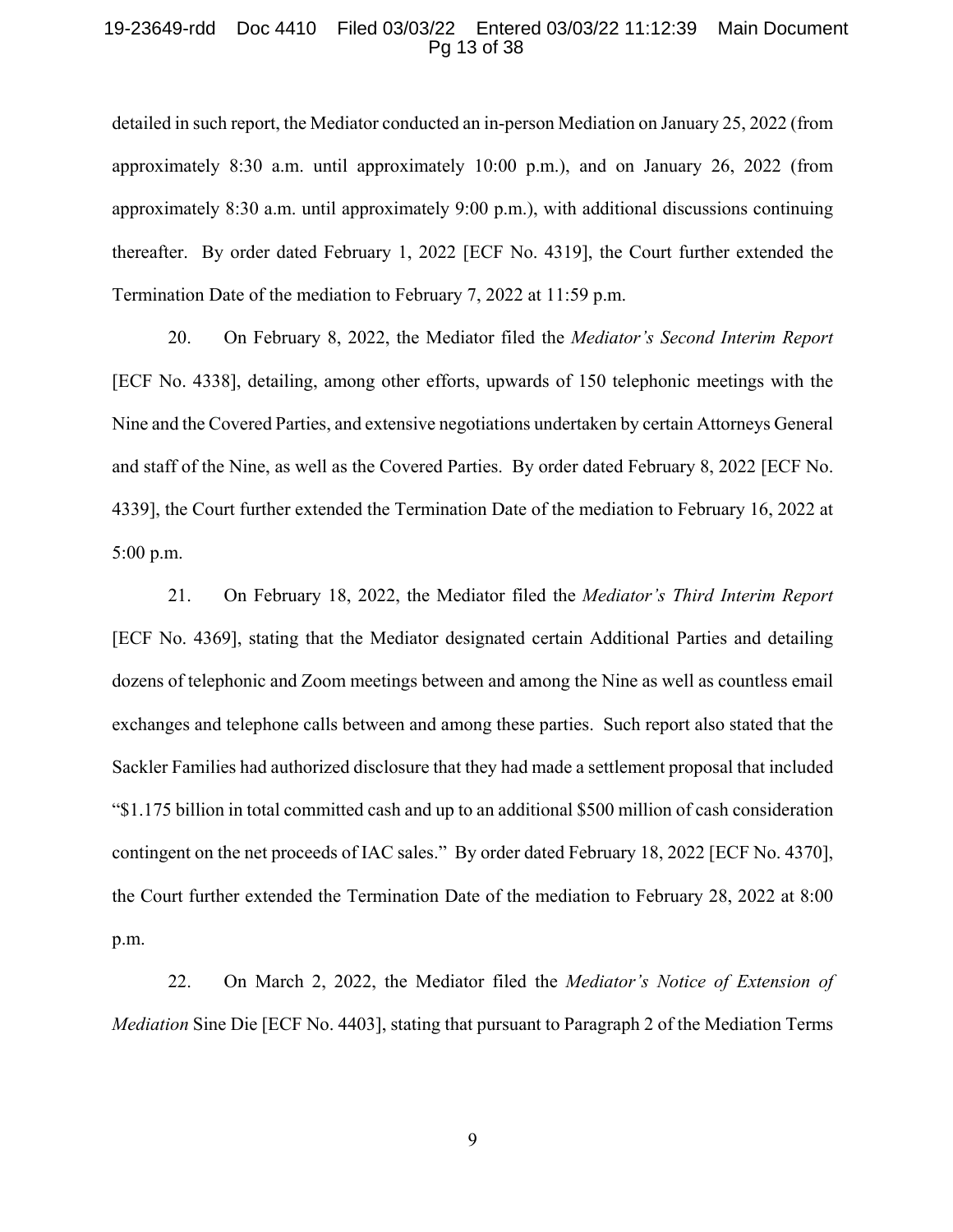detailed in such report, the Mediator conducted an in-person Mediation on January 25, 2022 (from approximately 8:30 a.m. until approximately 10:00 p.m.), and on January 26, 2022 (from approximately 8:30 a.m. until approximately 9:00 p.m.), with additional discussions continuing thereafter. By order dated February 1, 2022 [ECF No. 4319], the Court further extended the Termination Date of the mediation to February 7, 2022 at 11:59 p.m.

20. On February 8, 2022, the Mediator filed the *Mediator's Second Interim Report* [ECF No. 4338], detailing, among other efforts, upwards of 150 telephonic meetings with the Nine and the Covered Parties, and extensive negotiations undertaken by certain Attorneys General and staff of the Nine, as well as the Covered Parties. By order dated February 8, 2022 [ECF No. 4339], the Court further extended the Termination Date of the mediation to February 16, 2022 at 5:00 p.m.

21. On February 18, 2022, the Mediator filed the *Mediator's Third Interim Report* [ECF No. 4369], stating that the Mediator designated certain Additional Parties and detailing dozens of telephonic and Zoom meetings between and among the Nine as well as countless email exchanges and telephone calls between and among these parties. Such report also stated that the Sackler Families had authorized disclosure that they had made a settlement proposal that included "$1.175 billion in total committed cash and up to an additional $500 million of cash consideration contingent on the net proceeds of IAC sales." By order dated February 18, 2022 [ECF No. 4370], the Court further extended the Termination Date of the mediation to February 28, 2022 at 8:00 p.m.

22. On March 2, 2022, the Mediator filed the *Mediator's Notice of Extension of Mediation* Sine Die [ECF No. 4403], stating that pursuant to Paragraph 2 of the Mediation Terms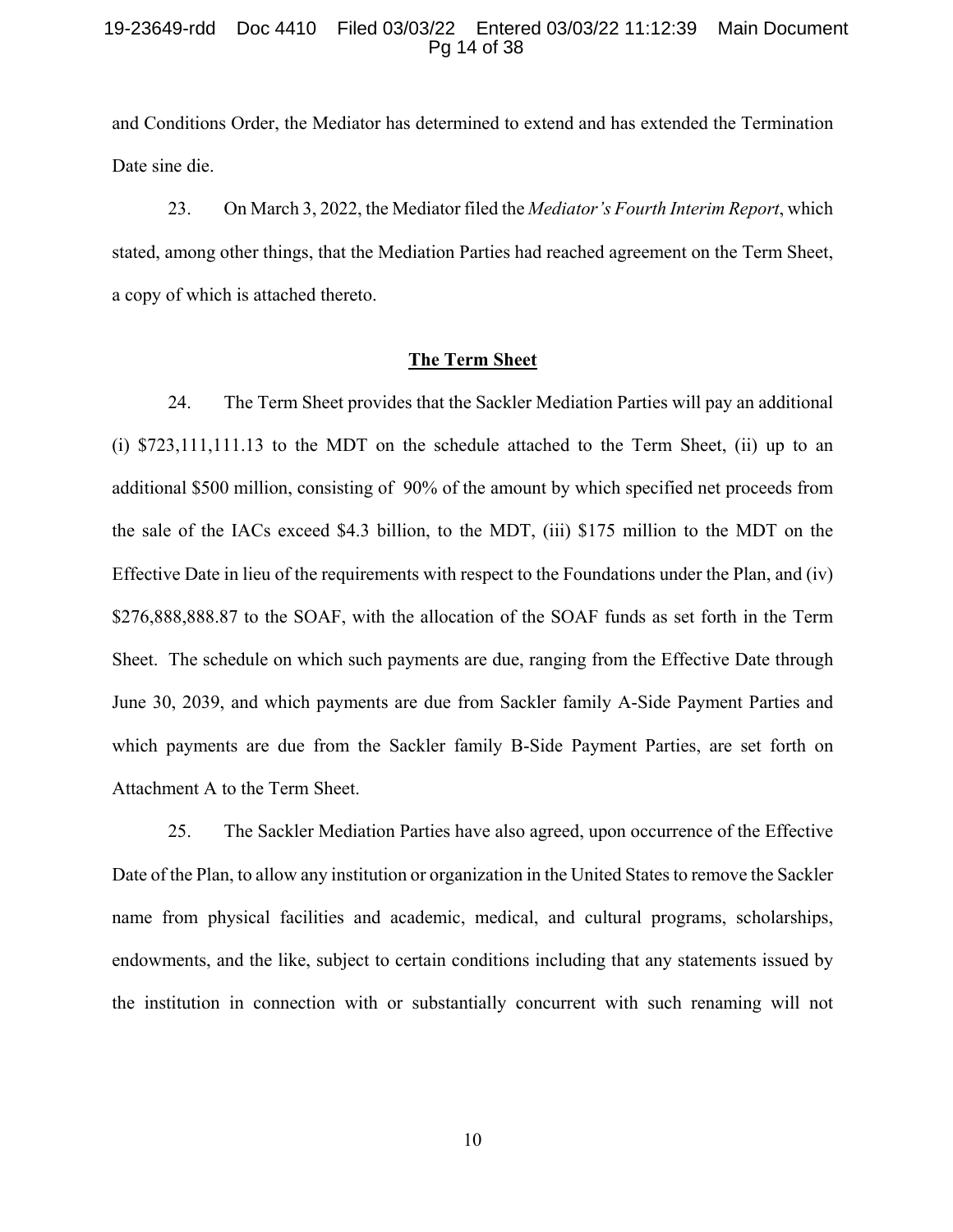and Conditions Order, the Mediator has determined to extend and has extended the Termination Date sine die.

23. On March 3, 2022, the Mediator filed the *Mediator's Fourth Interim Report*, which stated, among other things, that the Mediation Parties had reached agreement on the Term Sheet, a copy of which is attached thereto.

**The Term Sheet**

24. The Term Sheet provides that the Sackler Mediation Parties will pay an additional (i) $723,111,111.13 to the MDT on the schedule attached to the Term Sheet, (ii) up to an additional $500 million, consisting of 90% of the amount by which specified net proceeds from the sale of the IACs exceed $4.3 billion, to the MDT, (iii) $175 million to the MDT on the Effective Date in lieu of the requirements with respect to the Foundations under the Plan, and (iv) $276,888,888.87 to the SOAF, with the allocation of the SOAF funds as set forth in the Term Sheet. The schedule on which such payments are due, ranging from the Effective Date through June 30, 2039, and which payments are due from Sackler family A-Side Payment Parties and which payments are due from the Sackler family B-Side Payment Parties, are set forth on Attachment A to the Term Sheet.

25. The Sackler Mediation Parties have also agreed, upon occurrence of the Effective Date of the Plan, to allow any institution or organization in the United States to remove the Sackler name from physical facilities and academic, medical, and cultural programs, scholarships, endowments, and the like, subject to certain conditions including that any statements issued by the institution in connection with or substantially concurrent with such renaming will not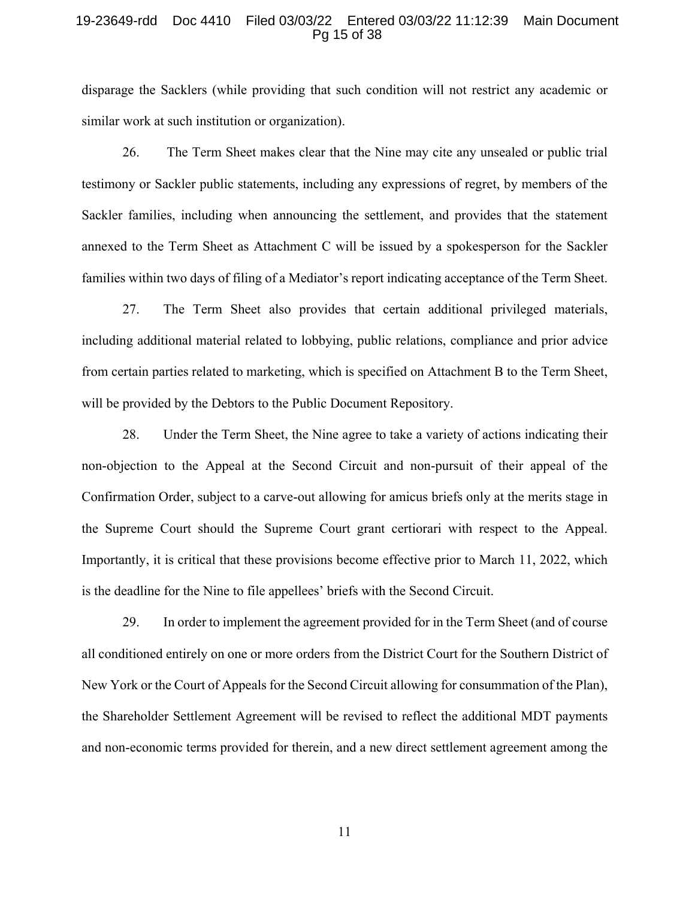disparage the Sacklers (while providing that such condition will not restrict any academic or similar work at such institution or organization).

26. The Term Sheet makes clear that the Nine may cite any unsealed or public trial testimony or Sackler public statements, including any expressions of regret, by members of the Sackler families, including when announcing the settlement, and provides that the statement annexed to the Term Sheet as Attachment C will be issued by a spokesperson for the Sackler families within two days of filing of a Mediator's report indicating acceptance of the Term Sheet.

27. The Term Sheet also provides that certain additional privileged materials, including additional material related to lobbying, public relations, compliance and prior advice from certain parties related to marketing, which is specified on Attachment B to the Term Sheet, will be provided by the Debtors to the Public Document Repository.

28. Under the Term Sheet, the Nine agree to take a variety of actions indicating their non-objection to the Appeal at the Second Circuit and non-pursuit of their appeal of the Confirmation Order, subject to a carve-out allowing for amicus briefs only at the merits stage in the Supreme Court should the Supreme Court grant certiorari with respect to the Appeal. Importantly, it is critical that these provisions become effective prior to March 11, 2022, which is the deadline for the Nine to file appellees' briefs with the Second Circuit.

29. In order to implement the agreement provided for in the Term Sheet (and of course all conditioned entirely on one or more orders from the District Court for the Southern District of New York or the Court of Appeals for the Second Circuit allowing for consummation of the Plan), the Shareholder Settlement Agreement will be revised to reflect the additional MDT payments and non-economic terms provided for therein, and a new direct settlement agreement among the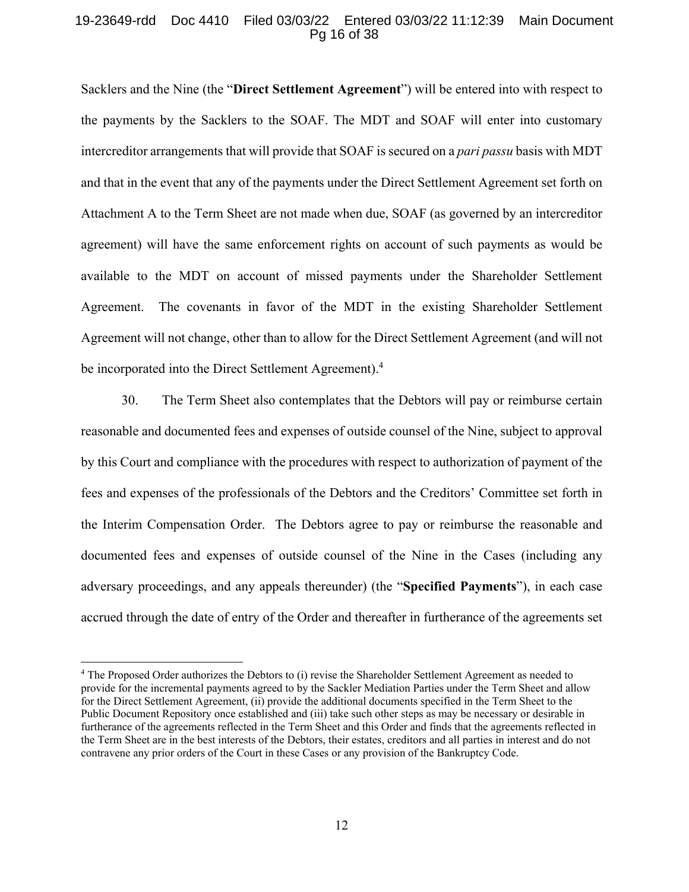Sacklers and the Nine (the "**Direct Settlement Agreement**") will be entered into with respect to the payments by the Sacklers to the SOAF. The MDT and SOAF will enter into customary intercreditor arrangements that will provide that SOAF is secured on a *pari passu* basis with MDT and that in the event that any of the payments under the Direct Settlement Agreement set forth on Attachment A to the Term Sheet are not made when due, SOAF (as governed by an intercreditor agreement) will have the same enforcement rights on account of such payments as would be available to the MDT on account of missed payments under the Shareholder Settlement Agreement. The covenants in favor of the MDT in the existing Shareholder Settlement Agreement will not change, other than to allow for the Direct Settlement Agreement (and will not be incorporated into the Direct Settlement Agreement).[4]

30. The Term Sheet also contemplates that the Debtors will pay or reimburse certain reasonable and documented fees and expenses of outside counsel of the Nine, subject to approval by this Court and compliance with the procedures with respect to authorization of payment of the fees and expenses of the professionals of the Debtors and the Creditors' Committee set forth in the Interim Compensation Order. The Debtors agree to pay or reimburse the reasonable and documented fees and expenses of outside counsel of the Nine in the Cases (including any adversary proceedings, and any appeals thereunder) (the "**Specified Payments**"), in each case accrued through the date of entry of the Order and thereafter in furtherance of the agreements set

---

[4] The Proposed Order authorizes the Debtors to (i) revise the Shareholder Settlement Agreement as needed to provide for the incremental payments agreed to by the Sackler Mediation Parties under the Term Sheet and allow for the Direct Settlement Agreement, (ii) provide the additional documents specified in the Term Sheet to the Public Document Repository once established and (iii) take such other steps as may be necessary or desirable in furtherance of the agreements reflected in the Term Sheet and this Order and finds that the agreements reflected in the Term Sheet are in the best interests of the Debtors, their estates, creditors and all parties in interest and do not contravene any prior orders of the Court in these Cases or any provision of the Bankruptcy Code.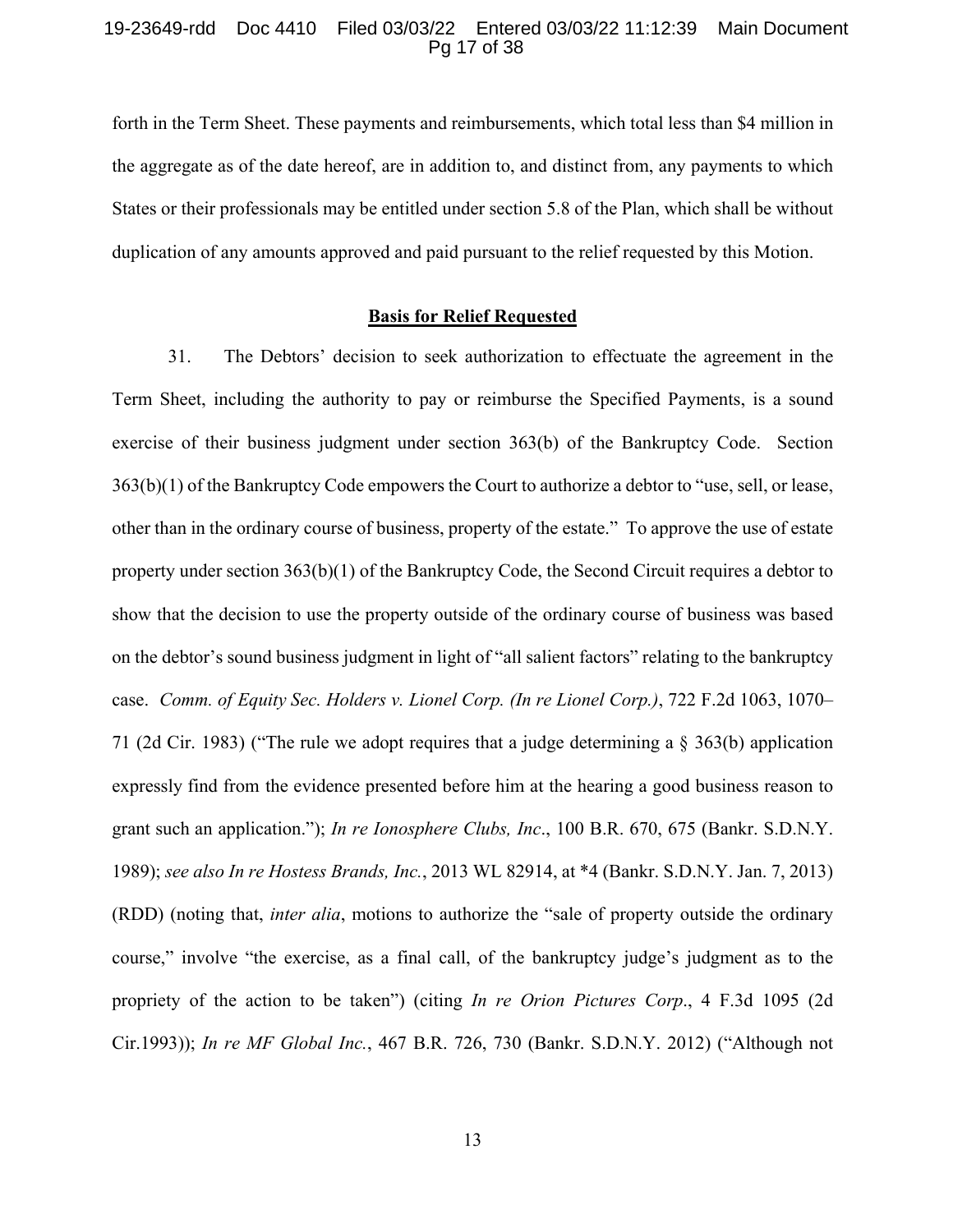forth in the Term Sheet. These payments and reimbursements, which total less than $4 million in the aggregate as of the date hereof, are in addition to, and distinct from, any payments to which States or their professionals may be entitled under section 5.8 of the Plan, which shall be without duplication of any amounts approved and paid pursuant to the relief requested by this Motion.

## **Basis for Relief Requested**

31. The Debtors' decision to seek authorization to effectuate the agreement in the Term Sheet, including the authority to pay or reimburse the Specified Payments, is a sound exercise of their business judgment under section 363(b) of the Bankruptcy Code. Section 363(b)(1) of the Bankruptcy Code empowers the Court to authorize a debtor to "use, sell, or lease, other than in the ordinary course of business, property of the estate." To approve the use of estate property under section 363(b)(1) of the Bankruptcy Code, the Second Circuit requires a debtor to show that the decision to use the property outside of the ordinary course of business was based on the debtor's sound business judgment in light of "all salient factors" relating to the bankruptcy case. *Comm. of Equity Sec. Holders v. Lionel Corp. (In re Lionel Corp.)*, 722 F.2d 1063, 1070–71 (2d Cir. 1983) ("The rule we adopt requires that a judge determining a § 363(b) application expressly find from the evidence presented before him at the hearing a good business reason to grant such an application."); *In re Ionosphere Clubs, Inc*., 100 B.R. 670, 675 (Bankr. S.D.N.Y. 1989); *see also In re Hostess Brands, Inc.*, 2013 WL 82914, at *4 (Bankr. S.D.N.Y. Jan. 7, 2013) (RDD) (noting that, *inter alia*, motions to authorize the "sale of property outside the ordinary course," involve "the exercise, as a final call, of the bankruptcy judge's judgment as to the propriety of the action to be taken") (citing *In re Orion Pictures Corp*., 4 F.3d 1095 (2d Cir.1993)); *In re MF Global Inc.*, 467 B.R. 726, 730 (Bankr. S.D.N.Y. 2012) ("Although not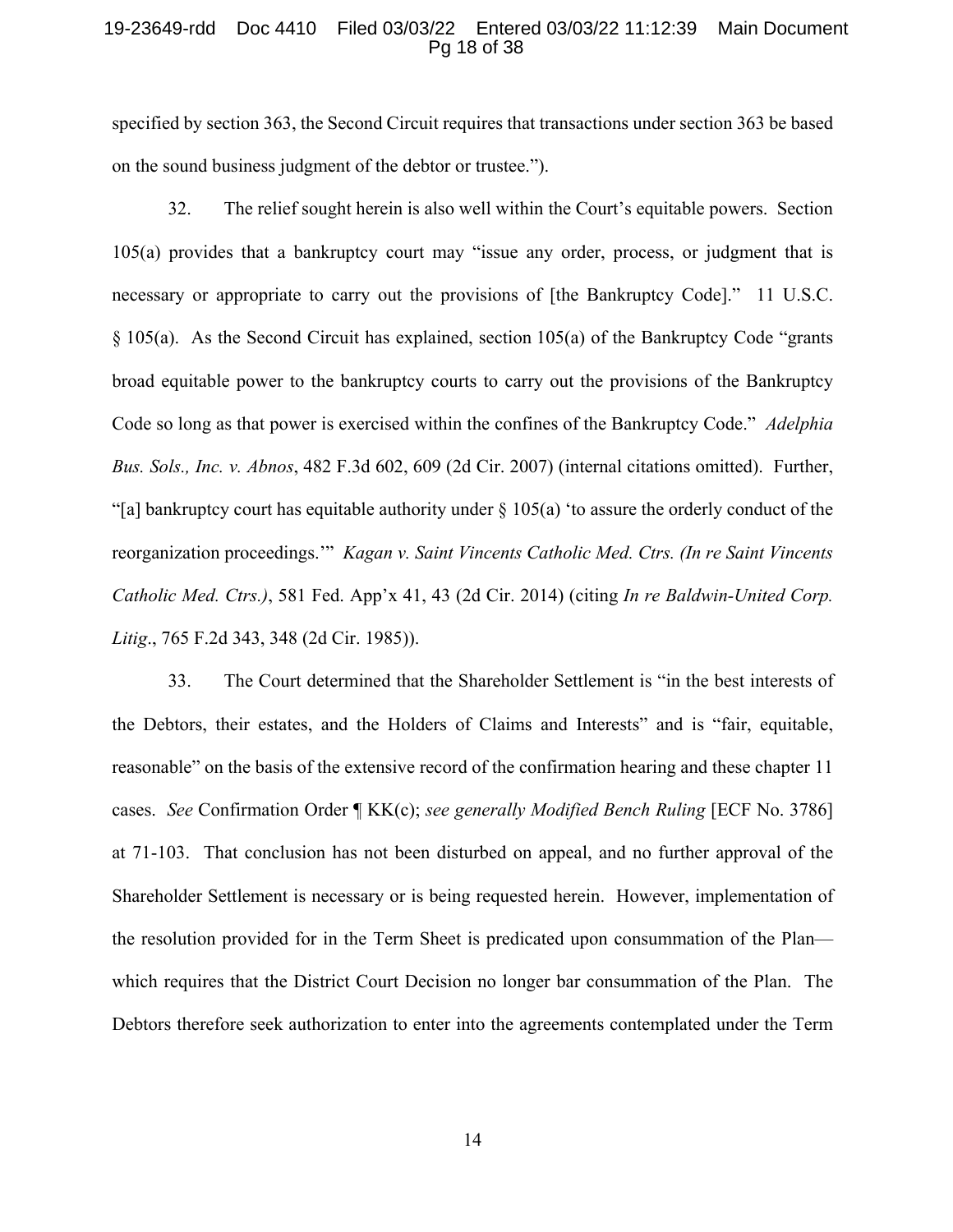specified by section 363, the Second Circuit requires that transactions under section 363 be based on the sound business judgment of the debtor or trustee.").

32. The relief sought herein is also well within the Court's equitable powers. Section 105(a) provides that a bankruptcy court may "issue any order, process, or judgment that is necessary or appropriate to carry out the provisions of [the Bankruptcy Code]." 11 U.S.C. § 105(a). As the Second Circuit has explained, section 105(a) of the Bankruptcy Code "grants broad equitable power to the bankruptcy courts to carry out the provisions of the Bankruptcy Code so long as that power is exercised within the confines of the Bankruptcy Code." *Adelphia Bus. Sols., Inc. v. Abnos*, 482 F.3d 602, 609 (2d Cir. 2007) (internal citations omitted). Further, "[a] bankruptcy court has equitable authority under § 105(a) 'to assure the orderly conduct of the reorganization proceedings.'" *Kagan v. Saint Vincents Catholic Med. Ctrs. (In re Saint Vincents Catholic Med. Ctrs.)*, 581 Fed. App'x 41, 43 (2d Cir. 2014) (citing *In re Baldwin-United Corp. Litig*., 765 F.2d 343, 348 (2d Cir. 1985)).

33. The Court determined that the Shareholder Settlement is "in the best interests of the Debtors, their estates, and the Holders of Claims and Interests" and is "fair, equitable, reasonable" on the basis of the extensive record of the confirmation hearing and these chapter 11 cases. *See* Confirmation Order ¶ KK(c); *see generally Modified Bench Ruling* [ECF No. 3786] at 71-103. That conclusion has not been disturbed on appeal, and no further approval of the Shareholder Settlement is necessary or is being requested herein. However, implementation of the resolution provided for in the Term Sheet is predicated upon consummation of the Plan—which requires that the District Court Decision no longer bar consummation of the Plan. The Debtors therefore seek authorization to enter into the agreements contemplated under the Term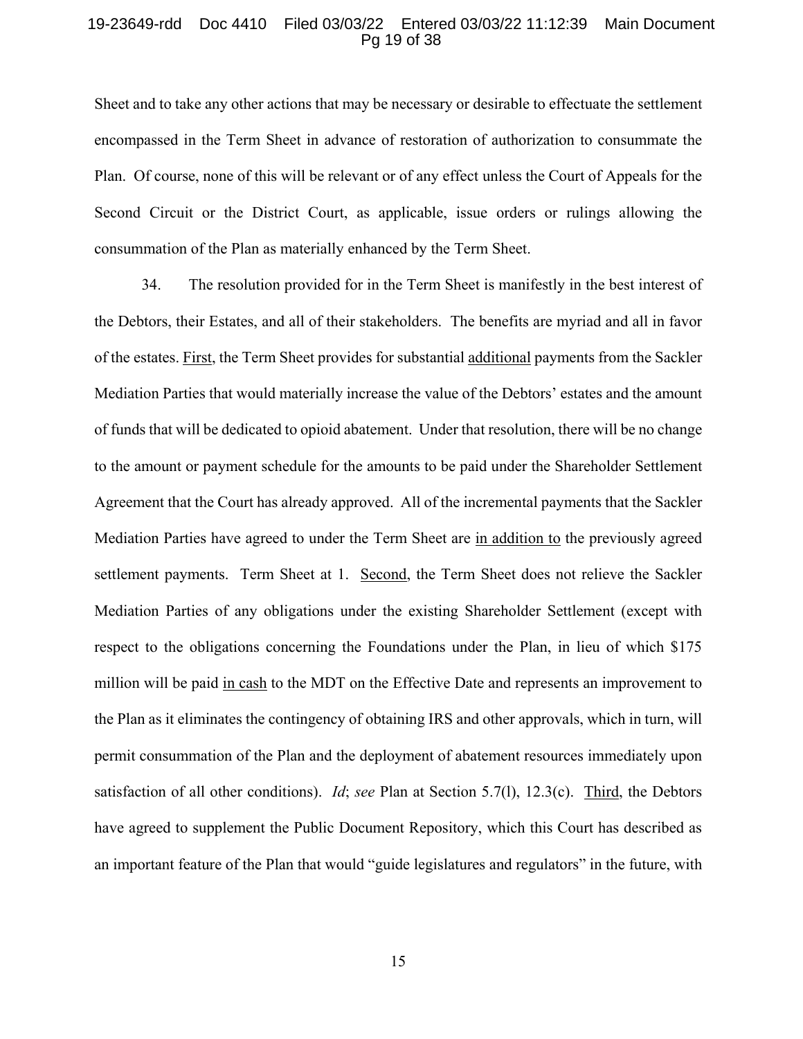Sheet and to take any other actions that may be necessary or desirable to effectuate the settlement encompassed in the Term Sheet in advance of restoration of authorization to consummate the Plan. Of course, none of this will be relevant or of any effect unless the Court of Appeals for the Second Circuit or the District Court, as applicable, issue orders or rulings allowing the consummation of the Plan as materially enhanced by the Term Sheet.

34. The resolution provided for in the Term Sheet is manifestly in the best interest of the Debtors, their Estates, and all of their stakeholders. The benefits are myriad and all in favor of the estates. First, the Term Sheet provides for substantial additional payments from the Sackler Mediation Parties that would materially increase the value of the Debtors' estates and the amount of funds that will be dedicated to opioid abatement. Under that resolution, there will be no change to the amount or payment schedule for the amounts to be paid under the Shareholder Settlement Agreement that the Court has already approved. All of the incremental payments that the Sackler Mediation Parties have agreed to under the Term Sheet are in addition to the previously agreed settlement payments. Term Sheet at 1. Second, the Term Sheet does not relieve the Sackler Mediation Parties of any obligations under the existing Shareholder Settlement (except with respect to the obligations concerning the Foundations under the Plan, in lieu of which $175 million will be paid in cash to the MDT on the Effective Date and represents an improvement to the Plan as it eliminates the contingency of obtaining IRS and other approvals, which in turn, will permit consummation of the Plan and the deployment of abatement resources immediately upon satisfaction of all other conditions). *Id*; *see* Plan at Section 5.7(l), 12.3(c). Third, the Debtors have agreed to supplement the Public Document Repository, which this Court has described as an important feature of the Plan that would "guide legislatures and regulators" in the future, with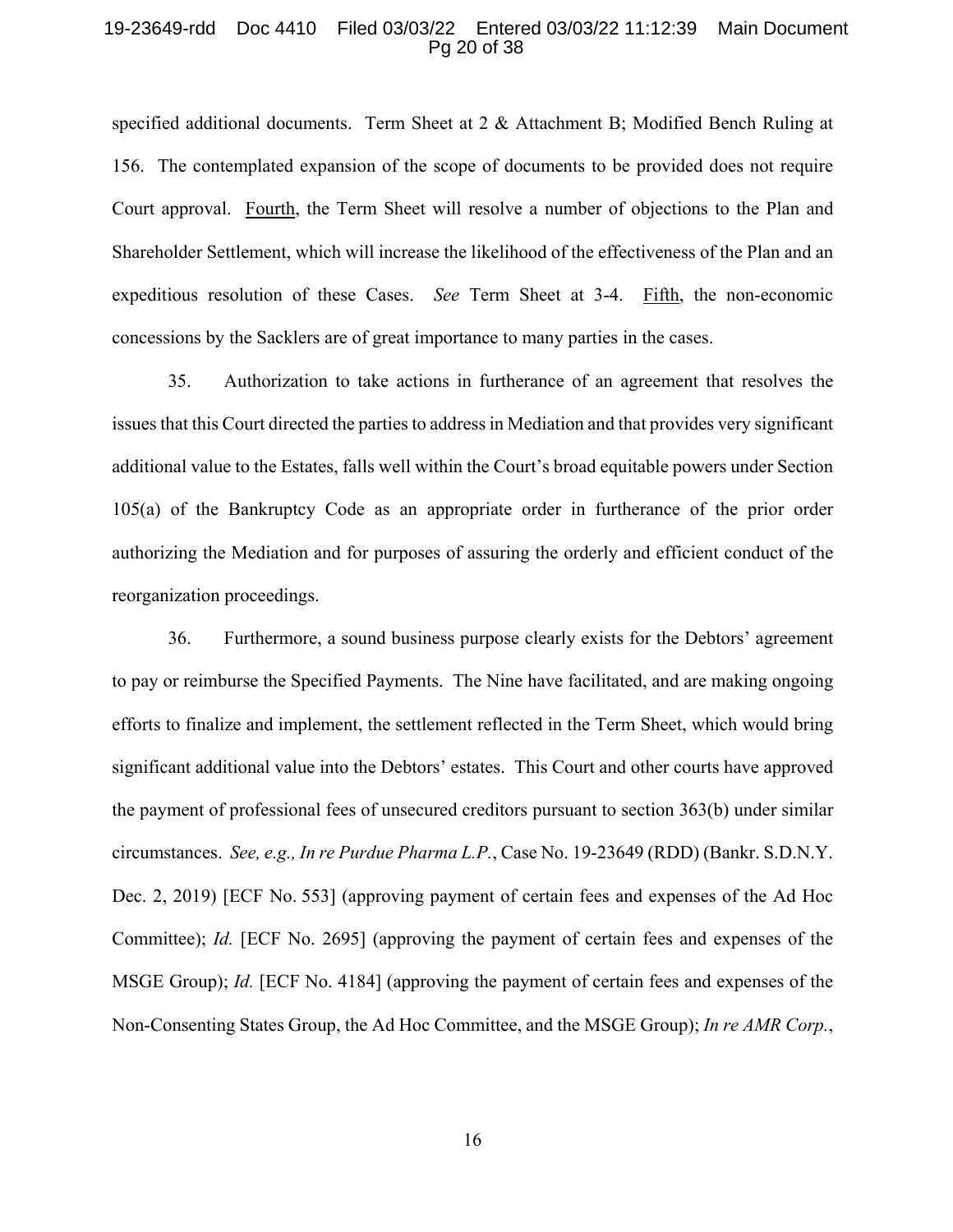specified additional documents. Term Sheet at 2 & Attachment B; Modified Bench Ruling at 156. The contemplated expansion of the scope of documents to be provided does not require Court approval. Fourth, the Term Sheet will resolve a number of objections to the Plan and Shareholder Settlement, which will increase the likelihood of the effectiveness of the Plan and an expeditious resolution of these Cases. *See* Term Sheet at 3-4. Fifth, the non-economic concessions by the Sacklers are of great importance to many parties in the cases.

35. Authorization to take actions in furtherance of an agreement that resolves the issues that this Court directed the parties to address in Mediation and that provides very significant additional value to the Estates, falls well within the Court's broad equitable powers under Section 105(a) of the Bankruptcy Code as an appropriate order in furtherance of the prior order authorizing the Mediation and for purposes of assuring the orderly and efficient conduct of the reorganization proceedings.

36. Furthermore, a sound business purpose clearly exists for the Debtors' agreement to pay or reimburse the Specified Payments. The Nine have facilitated, and are making ongoing efforts to finalize and implement, the settlement reflected in the Term Sheet, which would bring significant additional value into the Debtors' estates. This Court and other courts have approved the payment of professional fees of unsecured creditors pursuant to section 363(b) under similar circumstances. *See, e.g., In re Purdue Pharma L.P.*, Case No. 19-23649 (RDD) (Bankr. S.D.N.Y. Dec. 2, 2019) [ECF No. 553] (approving payment of certain fees and expenses of the Ad Hoc Committee); *Id.* [ECF No. 2695] (approving the payment of certain fees and expenses of the MSGE Group); *Id.* [ECF No. 4184] (approving the payment of certain fees and expenses of the Non-Consenting States Group, the Ad Hoc Committee, and the MSGE Group); *In re AMR Corp.*,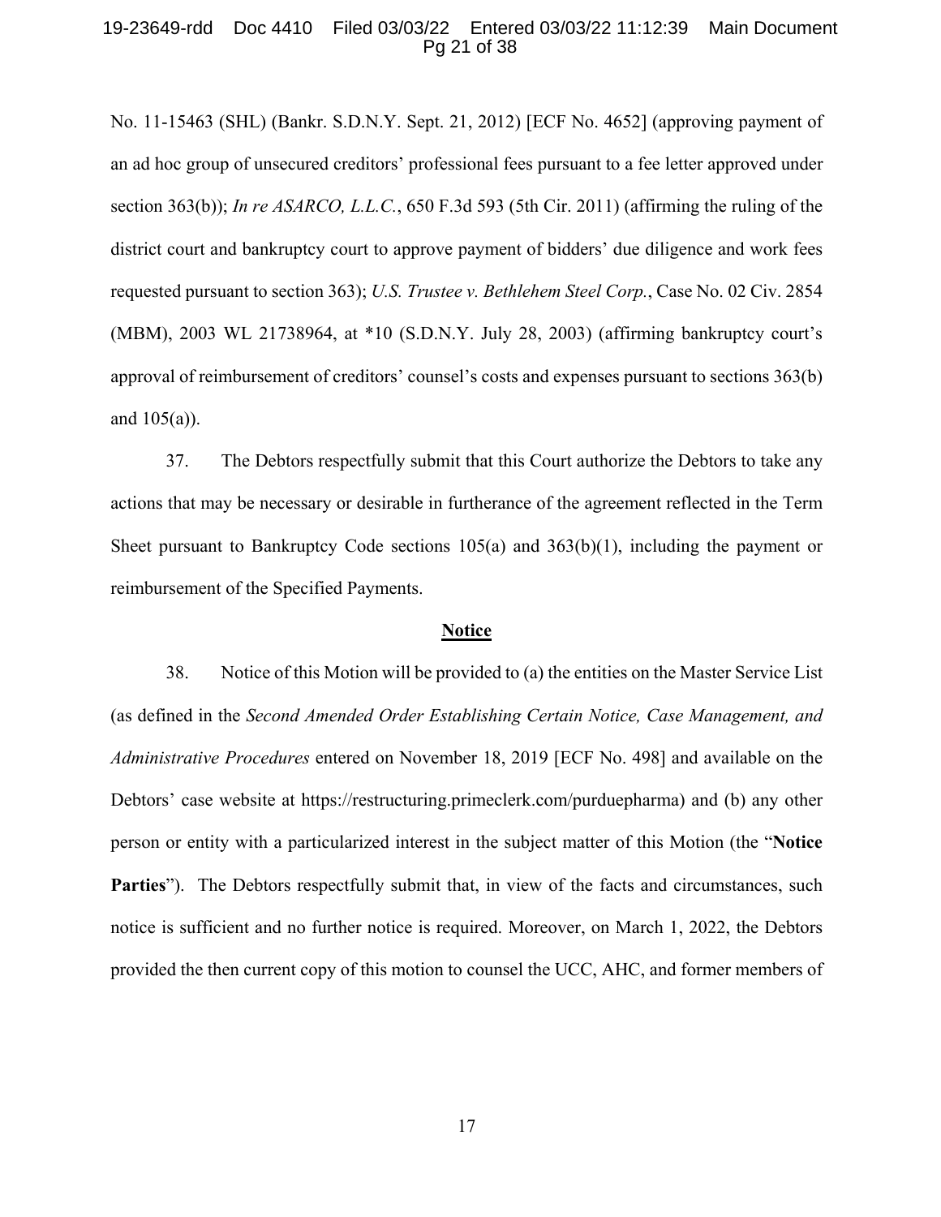No. 11-15463 (SHL) (Bankr. S.D.N.Y. Sept. 21, 2012) [ECF No. 4652] (approving payment of an ad hoc group of unsecured creditors' professional fees pursuant to a fee letter approved under section 363(b)); *In re ASARCO, L.L.C.*, 650 F.3d 593 (5th Cir. 2011) (affirming the ruling of the district court and bankruptcy court to approve payment of bidders' due diligence and work fees requested pursuant to section 363); *U.S. Trustee v. Bethlehem Steel Corp.*, Case No. 02 Civ. 2854 (MBM), 2003 WL 21738964, at *10 (S.D.N.Y. July 28, 2003) (affirming bankruptcy court's approval of reimbursement of creditors' counsel's costs and expenses pursuant to sections 363(b) and 105(a)).

37. The Debtors respectfully submit that this Court authorize the Debtors to take any actions that may be necessary or desirable in furtherance of the agreement reflected in the Term Sheet pursuant to Bankruptcy Code sections 105(a) and 363(b)(1), including the payment or reimbursement of the Specified Payments.

## Notice

38. Notice of this Motion will be provided to (a) the entities on the Master Service List (as defined in the *Second Amended Order Establishing Certain Notice, Case Management, and Administrative Procedures* entered on November 18, 2019 [ECF No. 498] and available on the Debtors' case website at https://restructuring.primeclerk.com/purduepharma) and (b) any other person or entity with a particularized interest in the subject matter of this Motion (the "**Notice Parties**"). The Debtors respectfully submit that, in view of the facts and circumstances, such notice is sufficient and no further notice is required. Moreover, on March 1, 2022, the Debtors provided the then current copy of this motion to counsel the UCC, AHC, and former members of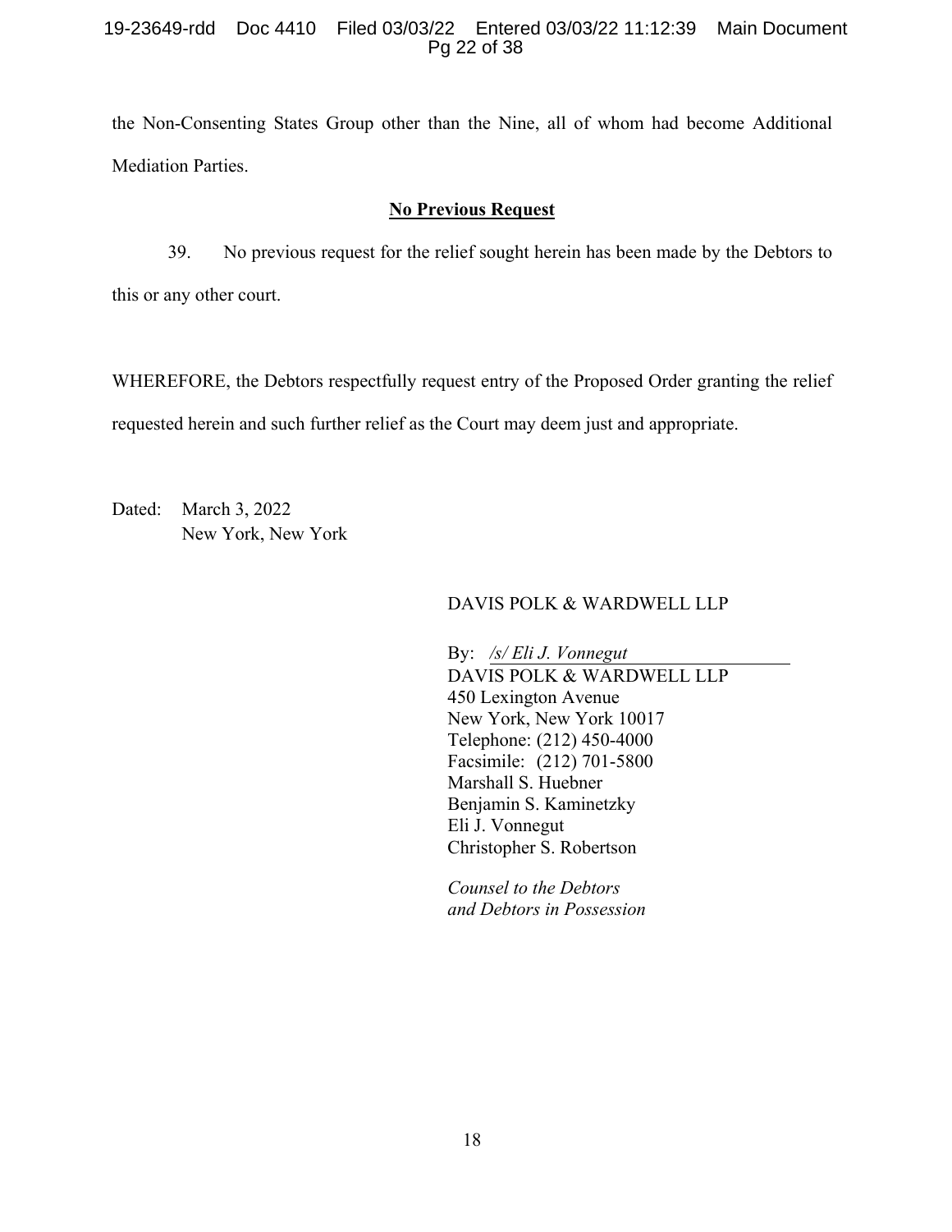the Non-Consenting States Group other than the Nine, all of whom had become Additional Mediation Parties.

## **No Previous Request**

39. No previous request for the relief sought herein has been made by the Debtors to this or any other court.

WHEREFORE, the Debtors respectfully request entry of the Proposed Order granting the relief requested herein and such further relief as the Court may deem just and appropriate.

Dated: March 3, 2022
New York, New York

DAVIS POLK & WARDWELL LLP

By: */s/ Eli J. Vonnegut*
DAVIS POLK & WARDWELL LLP
450 Lexington Avenue
New York, New York 10017
Telephone: (212) 450-4000
Facsimile: (212) 701-5800
Marshall S. Huebner
Benjamin S. Kaminetzky
Eli J. Vonnegut
Christopher S. Robertson

*Counsel to the Debtors and Debtors in Possession*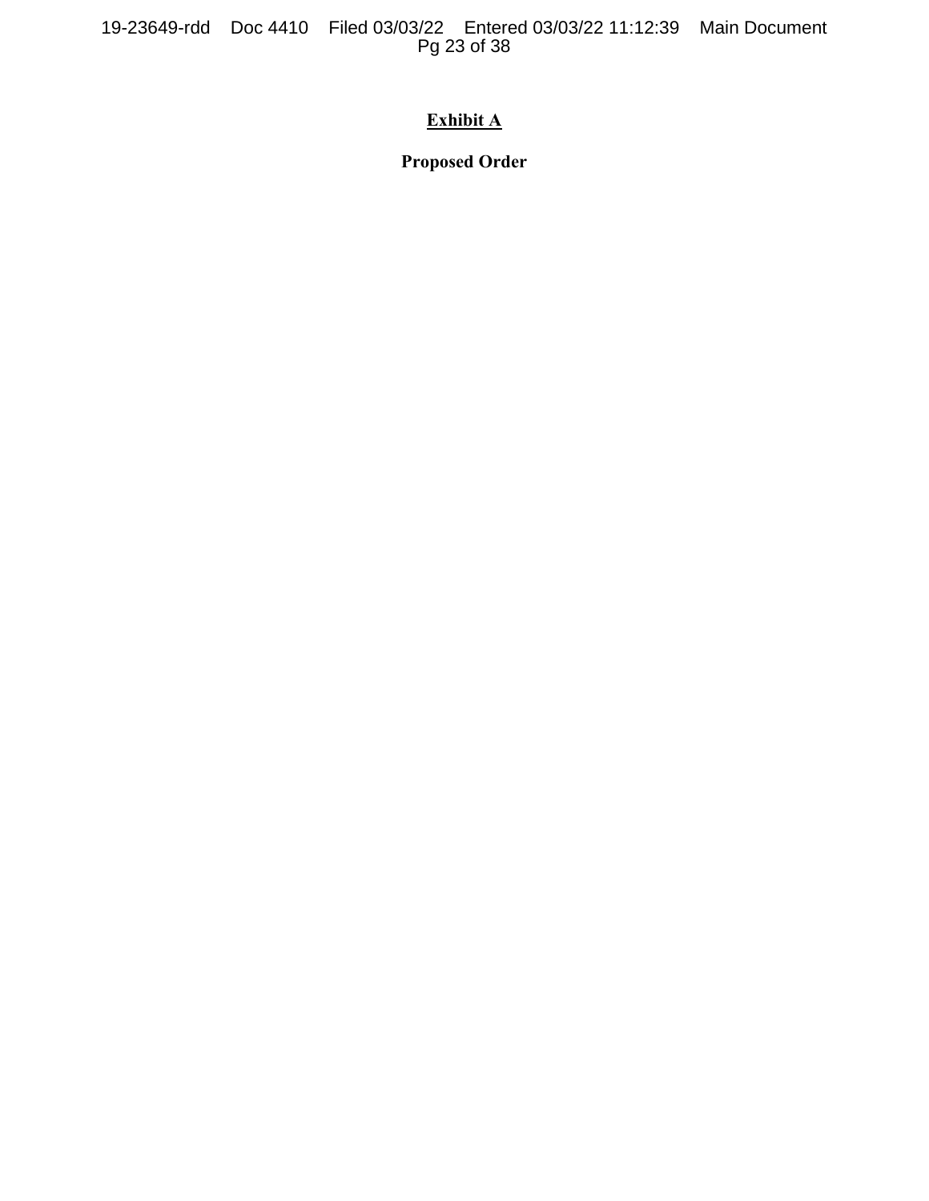**Exhibit A**

**Proposed Order**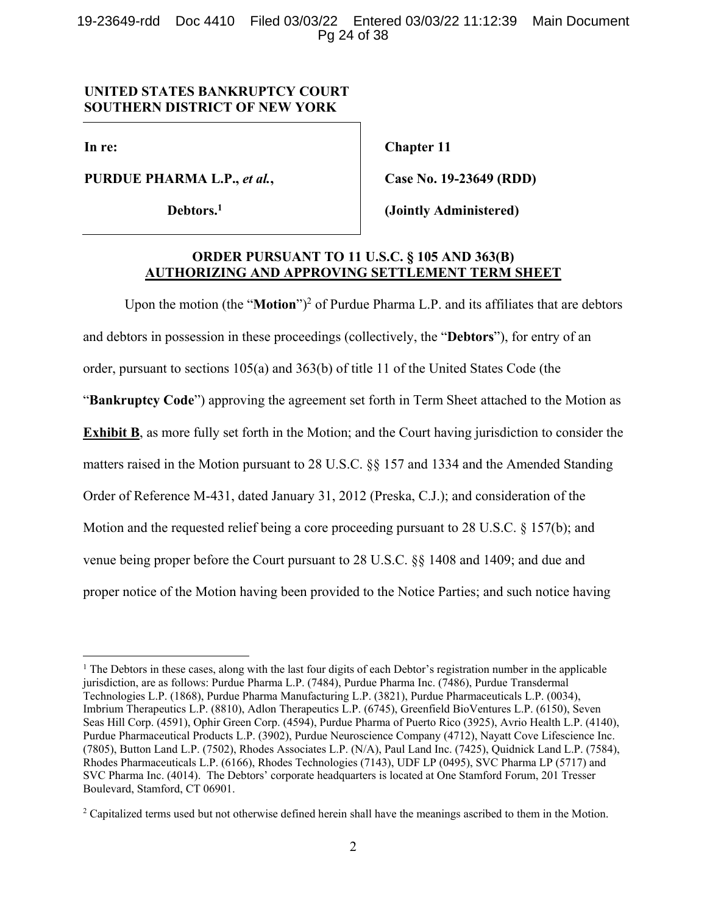**UNITED STATES BANKRUPTCY COURT**
**SOUTHERN DISTRICT OF NEW YORK**

| | |
|---|---|
| **In re:** | **Chapter 11** |
| **PURDUE PHARMA L.P., *et al.*,** | **Case No. 19-23649 (RDD)** |
| **Debtors.**[1] | **(Jointly Administered)** |

**ORDER PURSUANT TO 11 U.S.C. § 105 AND 363(B)**
**AUTHORIZING AND APPROVING SETTLEMENT TERM SHEET**

Upon the motion (the "**Motion**")[2] of Purdue Pharma L.P. and its affiliates that are debtors and debtors in possession in these proceedings (collectively, the "**Debtors**"), for entry of an order, pursuant to sections 105(a) and 363(b) of title 11 of the United States Code (the "**Bankruptcy Code**") approving the agreement set forth in Term Sheet attached to the Motion as **Exhibit B**, as more fully set forth in the Motion; and the Court having jurisdiction to consider the matters raised in the Motion pursuant to 28 U.S.C. §§ 157 and 1334 and the Amended Standing Order of Reference M-431, dated January 31, 2012 (Preska, C.J.); and consideration of the Motion and the requested relief being a core proceeding pursuant to 28 U.S.C. § 157(b); and venue being proper before the Court pursuant to 28 U.S.C. §§ 1408 and 1409; and due and proper notice of the Motion having been provided to the Notice Parties; and such notice having

---

[1] The Debtors in these cases, along with the last four digits of each Debtor's registration number in the applicable jurisdiction, are as follows: Purdue Pharma L.P. (7484), Purdue Pharma Inc. (7486), Purdue Transdermal Technologies L.P. (1868), Purdue Pharma Manufacturing L.P. (3821), Purdue Pharmaceuticals L.P. (0034), Imbrium Therapeutics L.P. (8810), Adlon Therapeutics L.P. (6745), Greenfield BioVentures L.P. (6150), Seven Seas Hill Corp. (4591), Ophir Green Corp. (4594), Purdue Pharma of Puerto Rico (3925), Avrio Health L.P. (4140), Purdue Pharmaceutical Products L.P. (3902), Purdue Neuroscience Company (4712), Nayatt Cove Lifescience Inc. (7805), Button Land L.P. (7502), Rhodes Associates L.P. (N/A), Paul Land Inc. (7425), Quidnick Land L.P. (7584), Rhodes Pharmaceuticals L.P. (6166), Rhodes Technologies (7143), UDF LP (0495), SVC Pharma LP (5717) and SVC Pharma Inc. (4014). The Debtors' corporate headquarters is located at One Stamford Forum, 201 Tresser Boulevard, Stamford, CT 06901.

[2] Capitalized terms used but not otherwise defined herein shall have the meanings ascribed to them in the Motion.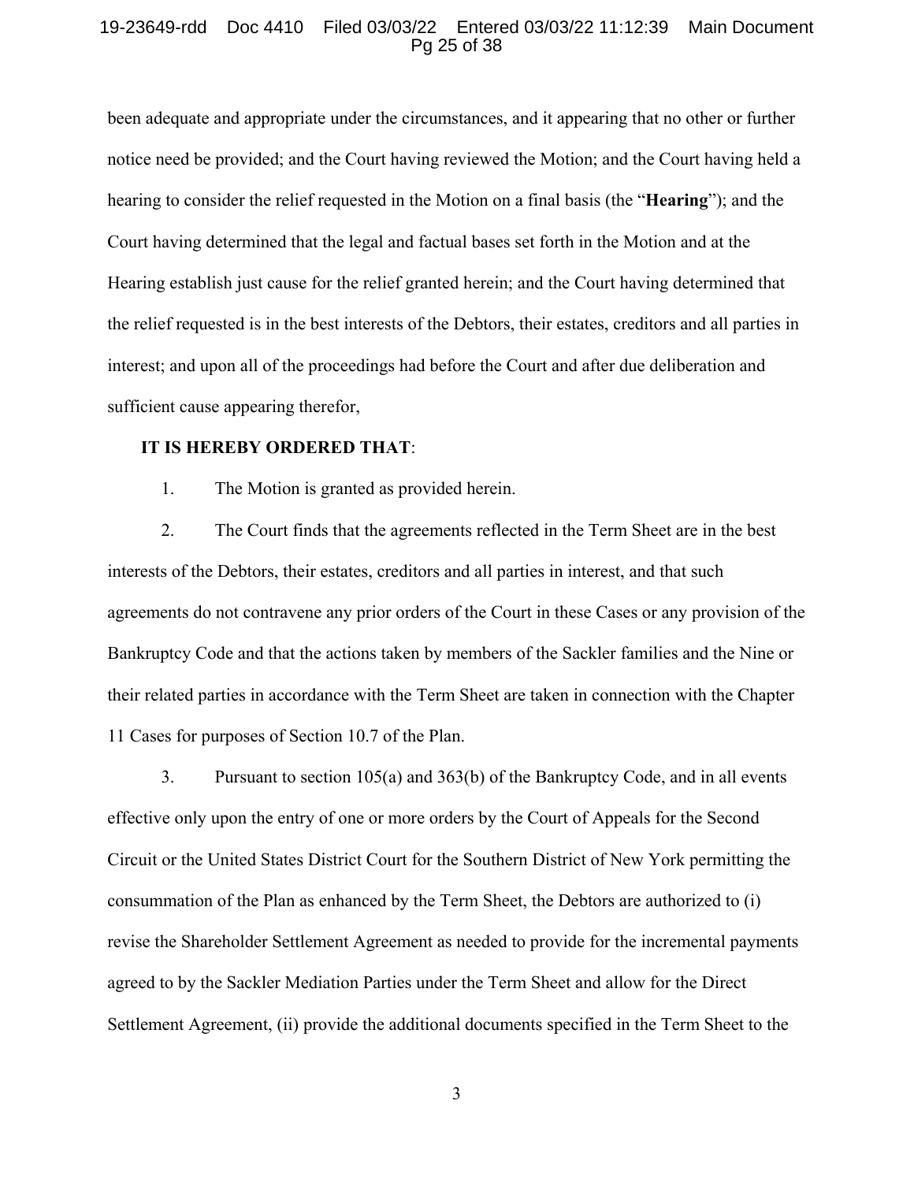been adequate and appropriate under the circumstances, and it appearing that no other or further notice need be provided; and the Court having reviewed the Motion; and the Court having held a hearing to consider the relief requested in the Motion on a final basis (the "**Hearing**"); and the Court having determined that the legal and factual bases set forth in the Motion and at the Hearing establish just cause for the relief granted herein; and the Court having determined that the relief requested is in the best interests of the Debtors, their estates, creditors and all parties in interest; and upon all of the proceedings had before the Court and after due deliberation and sufficient cause appearing therefor,

**IT IS HEREBY ORDERED THAT**:

1. The Motion is granted as provided herein.

2. The Court finds that the agreements reflected in the Term Sheet are in the best interests of the Debtors, their estates, creditors and all parties in interest, and that such agreements do not contravene any prior orders of the Court in these Cases or any provision of the Bankruptcy Code and that the actions taken by members of the Sackler families and the Nine or their related parties in accordance with the Term Sheet are taken in connection with the Chapter 11 Cases for purposes of Section 10.7 of the Plan.

3. Pursuant to section 105(a) and 363(b) of the Bankruptcy Code, and in all events effective only upon the entry of one or more orders by the Court of Appeals for the Second Circuit or the United States District Court for the Southern District of New York permitting the consummation of the Plan as enhanced by the Term Sheet, the Debtors are authorized to (i) revise the Shareholder Settlement Agreement as needed to provide for the incremental payments agreed to by the Sackler Mediation Parties under the Term Sheet and allow for the Direct Settlement Agreement, (ii) provide the additional documents specified in the Term Sheet to the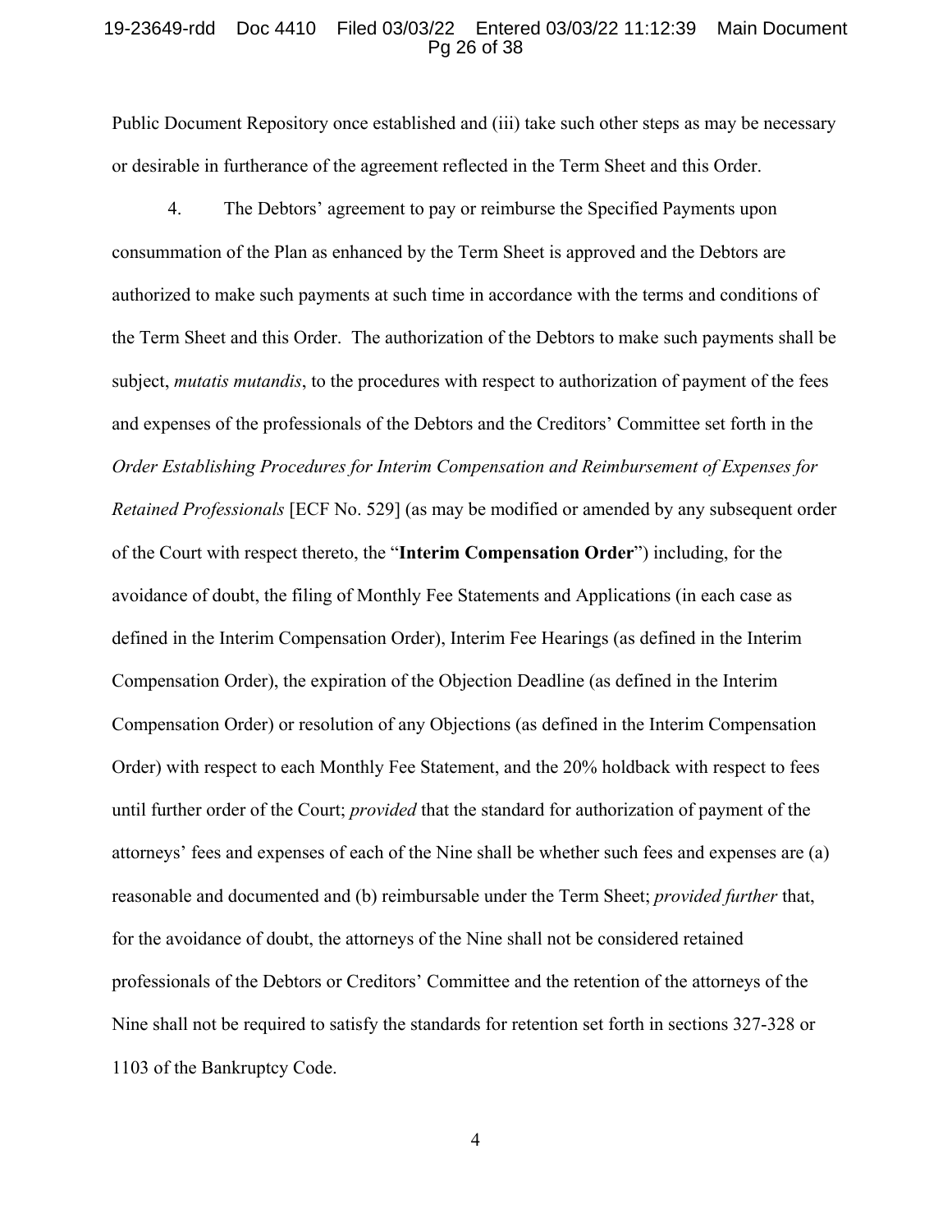Public Document Repository once established and (iii) take such other steps as may be necessary or desirable in furtherance of the agreement reflected in the Term Sheet and this Order.

4. The Debtors' agreement to pay or reimburse the Specified Payments upon consummation of the Plan as enhanced by the Term Sheet is approved and the Debtors are authorized to make such payments at such time in accordance with the terms and conditions of the Term Sheet and this Order. The authorization of the Debtors to make such payments shall be subject, *mutatis mutandis*, to the procedures with respect to authorization of payment of the fees and expenses of the professionals of the Debtors and the Creditors' Committee set forth in the *Order Establishing Procedures for Interim Compensation and Reimbursement of Expenses for Retained Professionals* [ECF No. 529] (as may be modified or amended by any subsequent order of the Court with respect thereto, the "**Interim Compensation Order**") including, for the avoidance of doubt, the filing of Monthly Fee Statements and Applications (in each case as defined in the Interim Compensation Order), Interim Fee Hearings (as defined in the Interim Compensation Order), the expiration of the Objection Deadline (as defined in the Interim Compensation Order) or resolution of any Objections (as defined in the Interim Compensation Order) with respect to each Monthly Fee Statement, and the 20% holdback with respect to fees until further order of the Court; *provided* that the standard for authorization of payment of the attorneys' fees and expenses of each of the Nine shall be whether such fees and expenses are (a) reasonable and documented and (b) reimbursable under the Term Sheet; *provided further* that, for the avoidance of doubt, the attorneys of the Nine shall not be considered retained professionals of the Debtors or Creditors' Committee and the retention of the attorneys of the Nine shall not be required to satisfy the standards for retention set forth in sections 327-328 or 1103 of the Bankruptcy Code.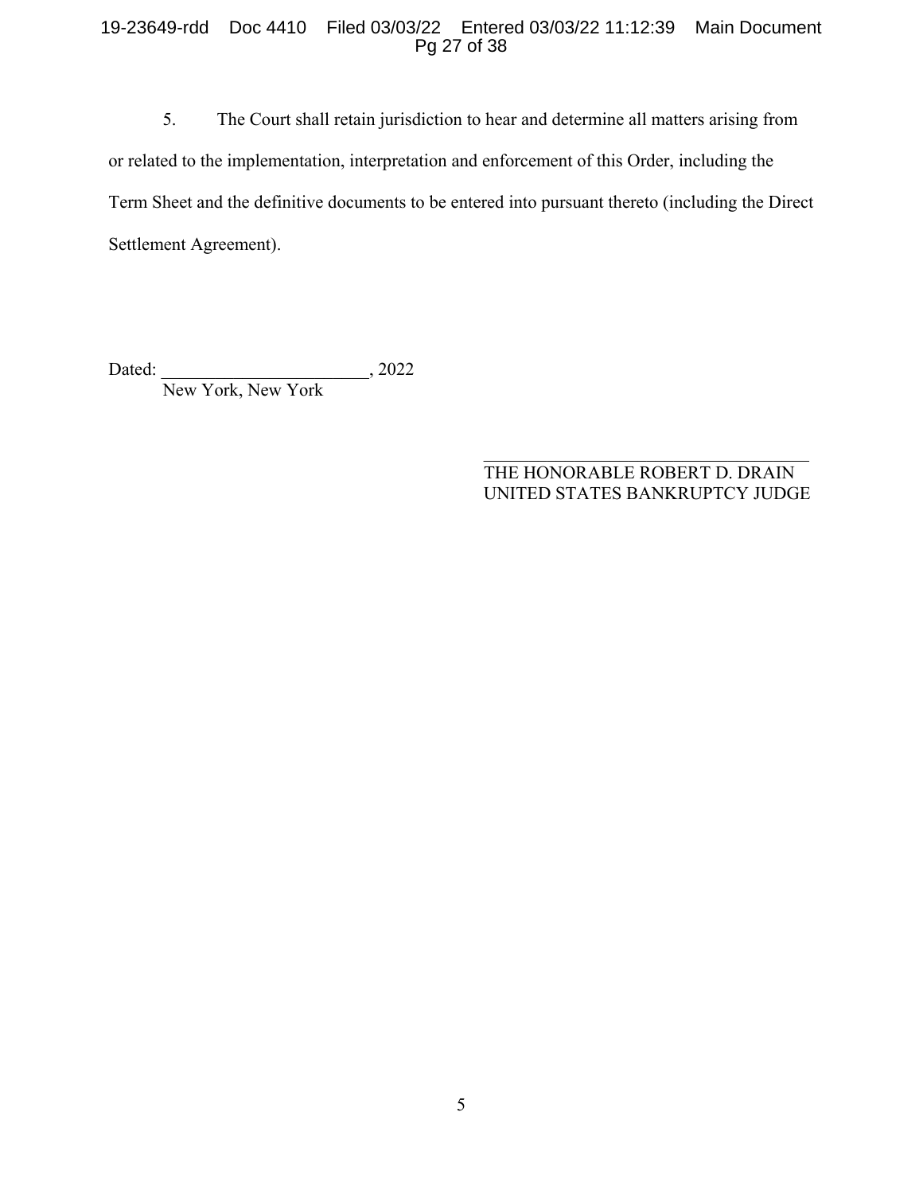5. The Court shall retain jurisdiction to hear and determine all matters arising from or related to the implementation, interpretation and enforcement of this Order, including the Term Sheet and the definitive documents to be entered into pursuant thereto (including the Direct Settlement Agreement).

Dated: _______________________, 2022
New York, New York

_________________________________
THE HONORABLE ROBERT D. DRAIN
UNITED STATES BANKRUPTCY JUDGE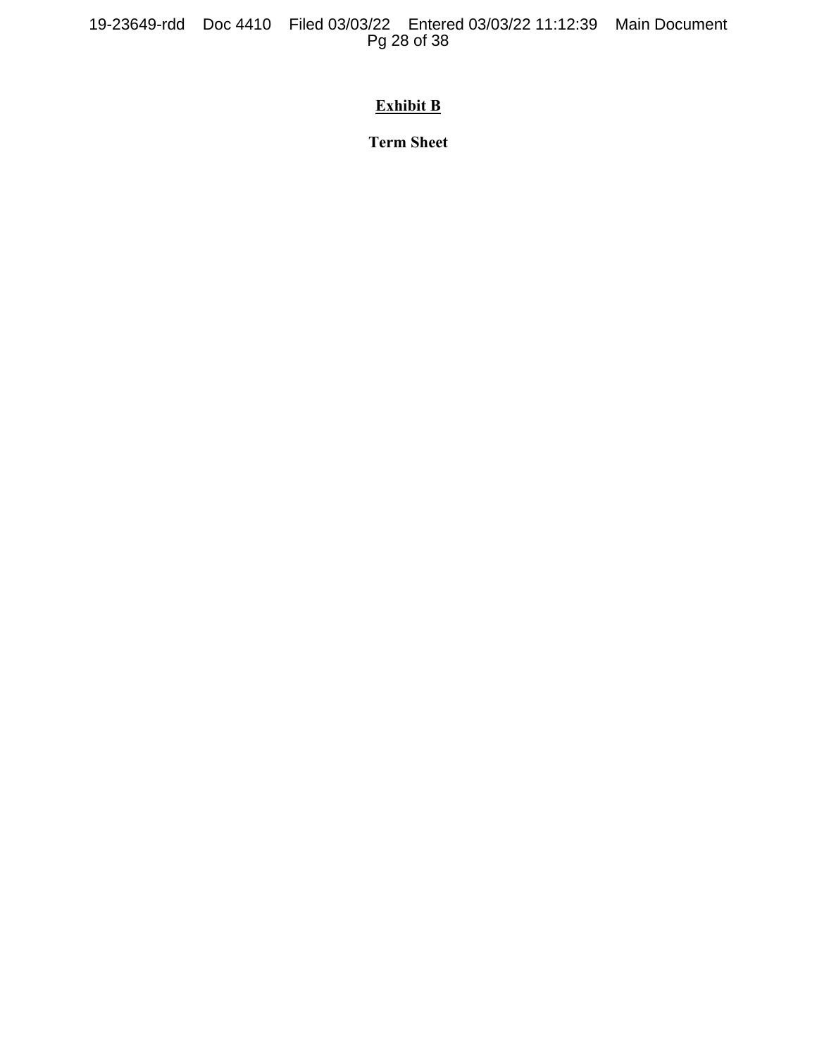**Exhibit B**

**Term Sheet**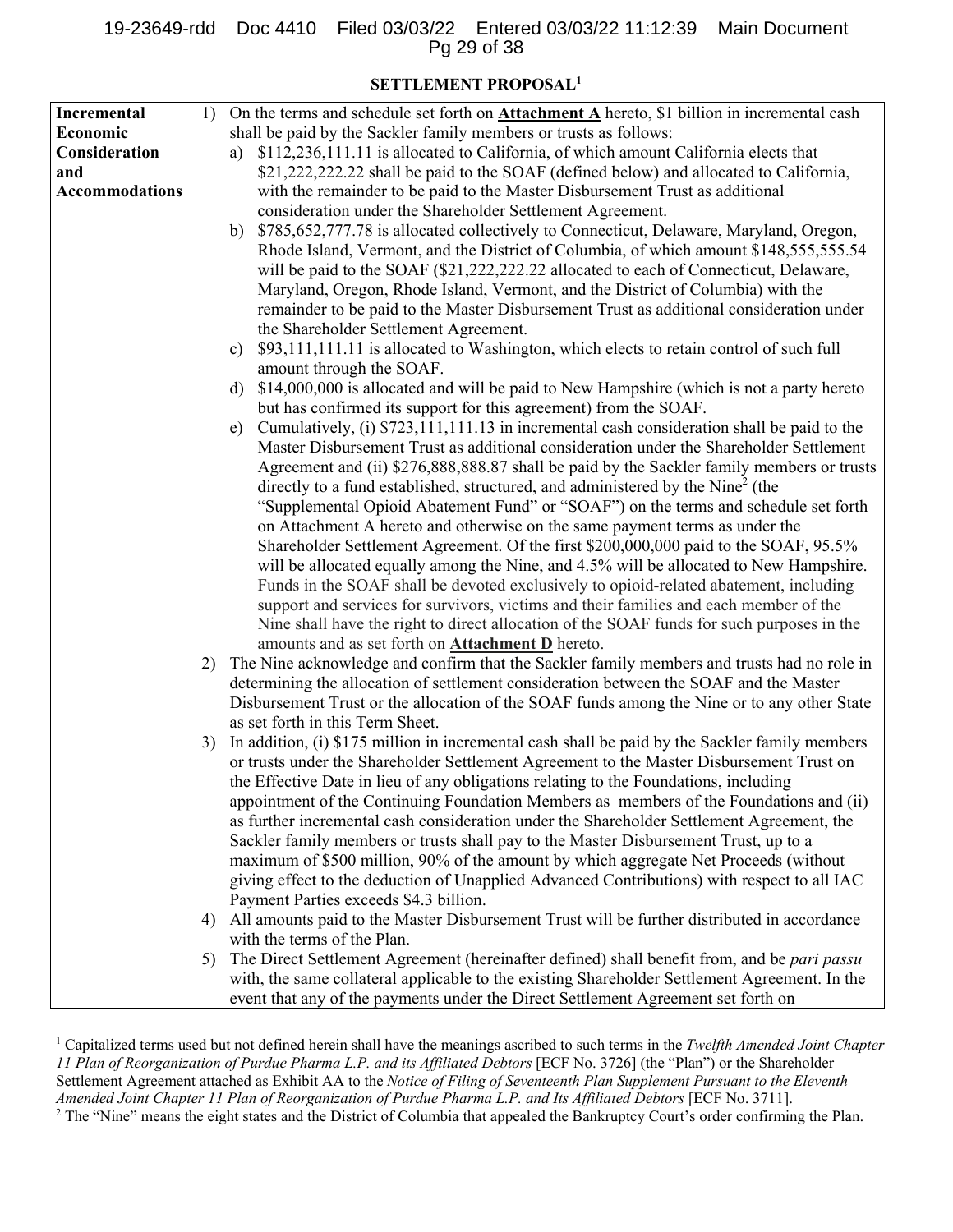## SETTLEMENT PROPOSAL[1]

| Incremental Economic Consideration and Accommodations | 1) On the terms and schedule set forth on **Attachment A** hereto, $1 billion in incremental cash shall be paid by the Sackler family members or trusts as follows:<br>a) $112,236,111.11 is allocated to California, of which amount California elects that $21,222,222.22 shall be paid to the SOAF (defined below) and allocated to California, with the remainder to be paid to the Master Disbursement Trust as additional consideration under the Shareholder Settlement Agreement.<br>b) $785,652,777.78 is allocated collectively to Connecticut, Delaware, Maryland, Oregon, Rhode Island, Vermont, and the District of Columbia, of which amount $148,555,555.54 will be paid to the SOAF ($21,222,222.22 allocated to each of Connecticut, Delaware, Maryland, Oregon, Rhode Island, Vermont, and the District of Columbia) with the remainder to be paid to the Master Disbursement Trust as additional consideration under the Shareholder Settlement Agreement.<br>c) $93,111,111.11 is allocated to Washington, which elects to retain control of such full amount through the SOAF.<br>d) $14,000,000 is allocated and will be paid to New Hampshire (which is not a party hereto but has confirmed its support for this agreement) from the SOAF.<br>e) Cumulatively, (i) $723,111,111.13 in incremental cash consideration shall be paid to the Master Disbursement Trust as additional consideration under the Shareholder Settlement Agreement and (ii) $276,888,888.87 shall be paid by the Sackler family members or trusts directly to a fund established, structured, and administered by the Nine[2] (the "Supplemental Opioid Abatement Fund" or "SOAF") on the terms and schedule set forth on Attachment A hereto and otherwise on the same payment terms as under the Shareholder Settlement Agreement. Of the first $200,000,000 paid to the SOAF, 95.5% will be allocated equally among the Nine, and 4.5% will be allocated to New Hampshire. Funds in the SOAF shall be devoted exclusively to opioid-related abatement, including support and services for survivors, victims and their families and each member of the Nine shall have the right to direct allocation of the SOAF funds for such purposes in the amounts and as set forth on **Attachment D** hereto.<br>2) The Nine acknowledge and confirm that the Sackler family members and trusts had no role in determining the allocation of settlement consideration between the SOAF and the Master Disbursement Trust or the allocation of the SOAF funds among the Nine or to any other State as set forth in this Term Sheet.<br>3) In addition, (i) $175 million in incremental cash shall be paid by the Sackler family members or trusts under the Shareholder Settlement Agreement to the Master Disbursement Trust on the Effective Date in lieu of any obligations relating to the Foundations, including appointment of the Continuing Foundation Members as members of the Foundations and (ii) as further incremental cash consideration under the Shareholder Settlement Agreement, the Sackler family members or trusts shall pay to the Master Disbursement Trust, up to a maximum of $500 million, 90% of the amount by which aggregate Net Proceeds (without giving effect to the deduction of Unapplied Advanced Contributions) with respect to all IAC Payment Parties exceeds $4.3 billion.<br>4) All amounts paid to the Master Disbursement Trust will be further distributed in accordance with the terms of the Plan.<br>5) The Direct Settlement Agreement (hereinafter defined) shall benefit from, and be *pari passu* with, the same collateral applicable to the existing Shareholder Settlement Agreement. In the event that any of the payments under the Direct Settlement Agreement set forth on |
|---|---|

[1] Capitalized terms used but not defined herein shall have the meanings ascribed to such terms in the *Twelfth Amended Joint Chapter 11 Plan of Reorganization of Purdue Pharma L.P. and its Affiliated Debtors* [ECF No. 3726] (the "Plan") or the Shareholder Settlement Agreement attached as Exhibit AA to the *Notice of Filing of Seventeenth Plan Supplement Pursuant to the Eleventh Amended Joint Chapter 11 Plan of Reorganization of Purdue Pharma L.P. and Its Affiliated Debtors* [ECF No. 3711].

[2] The "Nine" means the eight states and the District of Columbia that appealed the Bankruptcy Court's order confirming the Plan.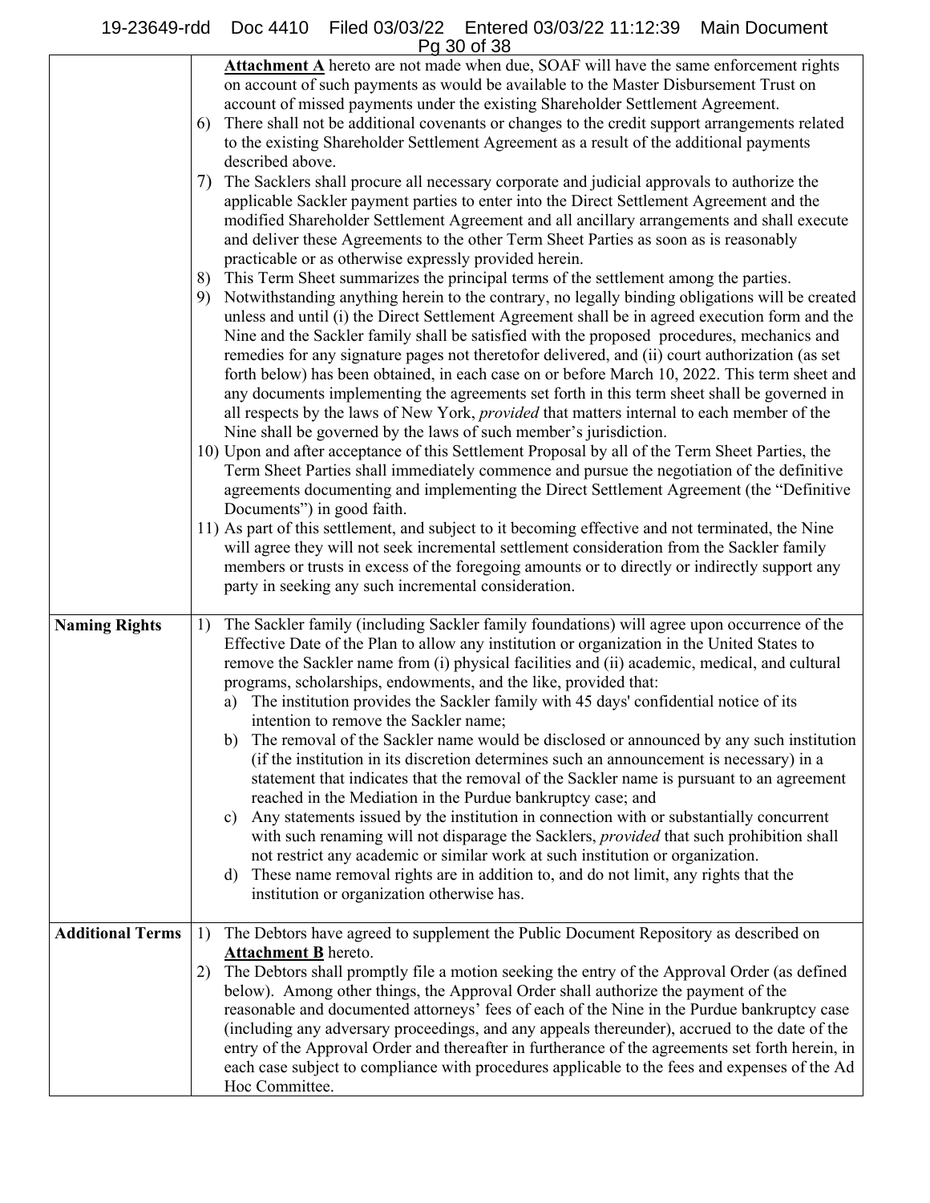| | |
|---|---|
| | **Attachment A** hereto are not made when due, SOAF will have the same enforcement rights on account of such payments as would be available to the Master Disbursement Trust on account of missed payments under the existing Shareholder Settlement Agreement.<br>6) There shall not be additional covenants or changes to the credit support arrangements related to the existing Shareholder Settlement Agreement as a result of the additional payments described above.<br>7) The Sacklers shall procure all necessary corporate and judicial approvals to authorize the applicable Sackler payment parties to enter into the Direct Settlement Agreement and the modified Shareholder Settlement Agreement and all ancillary arrangements and shall execute and deliver these Agreements to the other Term Sheet Parties as soon as is reasonably practicable or as otherwise expressly provided herein.<br>8) This Term Sheet summarizes the principal terms of the settlement among the parties.<br>9) Notwithstanding anything herein to the contrary, no legally binding obligations will be created unless and until (i) the Direct Settlement Agreement shall be in agreed execution form and the Nine and the Sackler family shall be satisfied with the proposed procedures, mechanics and remedies for any signature pages not theretofor delivered, and (ii) court authorization (as set forth below) has been obtained, in each case on or before March 10, 2022. This term sheet and any documents implementing the agreements set forth in this term sheet shall be governed in all respects by the laws of New York, *provided* that matters internal to each member of the Nine shall be governed by the laws of such member's jurisdiction.<br>10) Upon and after acceptance of this Settlement Proposal by all of the Term Sheet Parties, the Term Sheet Parties shall immediately commence and pursue the negotiation of the definitive agreements documenting and implementing the Direct Settlement Agreement (the "Definitive Documents") in good faith.<br>11) As part of this settlement, and subject to it becoming effective and not terminated, the Nine will agree they will not seek incremental settlement consideration from the Sackler family members or trusts in excess of the foregoing amounts or to directly or indirectly support any party in seeking any such incremental consideration. |
| **Naming Rights** | 1) The Sackler family (including Sackler family foundations) will agree upon occurrence of the Effective Date of the Plan to allow any institution or organization in the United States to remove the Sackler name from (i) physical facilities and (ii) academic, medical, and cultural programs, scholarships, endowments, and the like, provided that:<br>a) The institution provides the Sackler family with 45 days' confidential notice of its intention to remove the Sackler name;<br>b) The removal of the Sackler name would be disclosed or announced by any such institution (if the institution in its discretion determines such an announcement is necessary) in a statement that indicates that the removal of the Sackler name is pursuant to an agreement reached in the Mediation in the Purdue bankruptcy case; and<br>c) Any statements issued by the institution in connection with or substantially concurrent with such renaming will not disparage the Sacklers, *provided* that such prohibition shall not restrict any academic or similar work at such institution or organization.<br>d) These name removal rights are in addition to, and do not limit, any rights that the institution or organization otherwise has. |
| **Additional Terms** | 1) The Debtors have agreed to supplement the Public Document Repository as described on **Attachment B** hereto.<br>2) The Debtors shall promptly file a motion seeking the entry of the Approval Order (as defined below). Among other things, the Approval Order shall authorize the payment of the reasonable and documented attorneys' fees of each of the Nine in the Purdue bankruptcy case (including any adversary proceedings, and any appeals thereunder), accrued to the date of the entry of the Approval Order and thereafter in furtherance of the agreements set forth herein, in each case subject to compliance with procedures applicable to the fees and expenses of the Ad Hoc Committee. |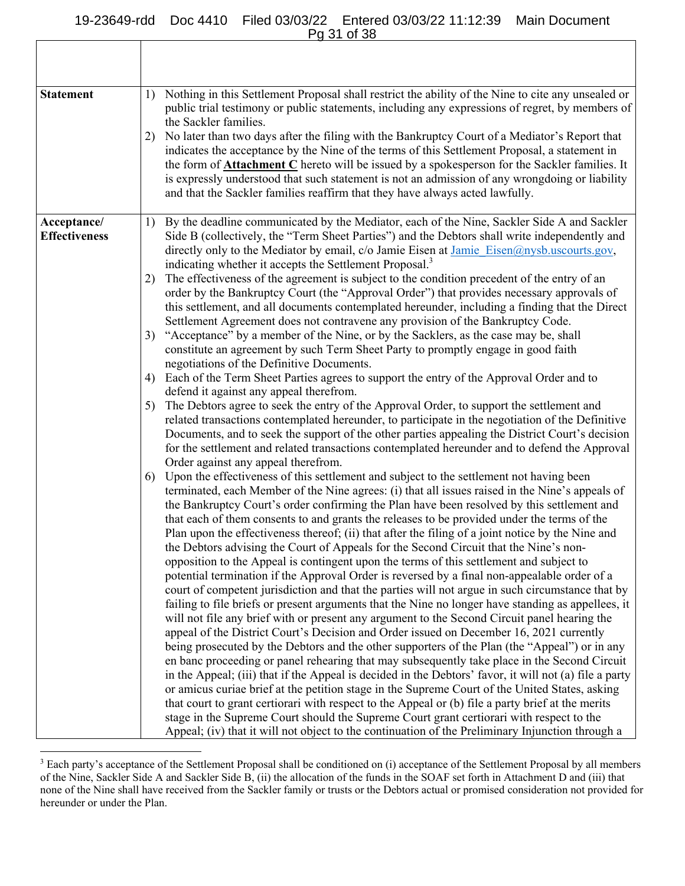| | |
|---|---|
| | |
| **Statement** | 1) Nothing in this Settlement Proposal shall restrict the ability of the Nine to cite any unsealed or public trial testimony or public statements, including any expressions of regret, by members of the Sackler families.<br>2) No later than two days after the filing with the Bankruptcy Court of a Mediator's Report that indicates the acceptance by the Nine of the terms of this Settlement Proposal, a statement in the form of **<u>Attachment C</u>** hereto will be issued by a spokesperson for the Sackler families. It is expressly understood that such statement is not an admission of any wrongdoing or liability and that the Sackler families reaffirm that they have always acted lawfully. |
| **Acceptance/ Effectiveness** | 1) By the deadline communicated by the Mediator, each of the Nine, Sackler Side A and Sackler Side B (collectively, the "Term Sheet Parties") and the Debtors shall write independently and directly only to the Mediator by email, c/o Jamie Eisen at Jamie_Eisen@nysb.uscourts.gov, indicating whether it accepts the Settlement Proposal.[3]<br>2) The effectiveness of the agreement is subject to the condition precedent of the entry of an order by the Bankruptcy Court (the "Approval Order") that provides necessary approvals of this settlement, and all documents contemplated hereunder, including a finding that the Direct Settlement Agreement does not contravene any provision of the Bankruptcy Code.<br>3) "Acceptance" by a member of the Nine, or by the Sacklers, as the case may be, shall constitute an agreement by such Term Sheet Party to promptly engage in good faith negotiations of the Definitive Documents.<br>4) Each of the Term Sheet Parties agrees to support the entry of the Approval Order and to defend it against any appeal therefrom.<br>5) The Debtors agree to seek the entry of the Approval Order, to support the settlement and related transactions contemplated hereunder, to participate in the negotiation of the Definitive Documents, and to seek the support of the other parties appealing the District Court's decision for the settlement and related transactions contemplated hereunder and to defend the Approval Order against any appeal therefrom.<br>6) Upon the effectiveness of this settlement and subject to the settlement not having been terminated, each Member of the Nine agrees: (i) that all issues raised in the Nine's appeals of the Bankruptcy Court's order confirming the Plan have been resolved by this settlement and that each of them consents to and grants the releases to be provided under the terms of the Plan upon the effectiveness thereof; (ii) that after the filing of a joint notice by the Nine and the Debtors advising the Court of Appeals for the Second Circuit that the Nine's non-opposition to the Appeal is contingent upon the terms of this settlement and subject to potential termination if the Approval Order is reversed by a final non-appealable order of a court of competent jurisdiction and that the parties will not argue in such circumstance that by failing to file briefs or present arguments that the Nine no longer have standing as appellees, it will not file any brief with or present any argument to the Second Circuit panel hearing the appeal of the District Court's Decision and Order issued on December 16, 2021 currently being prosecuted by the Debtors and the other supporters of the Plan (the "Appeal") or in any en banc proceeding or panel rehearing that may subsequently take place in the Second Circuit in the Appeal; (iii) that if the Appeal is decided in the Debtors' favor, it will not (a) file a party or amicus curiae brief at the petition stage in the Supreme Court of the United States, asking that court to grant certiorari with respect to the Appeal or (b) file a party brief at the merits stage in the Supreme Court should the Supreme Court grant certiorari with respect to the Appeal; (iv) that it will not object to the continuation of the Preliminary Injunction through a |

[3] Each party's acceptance of the Settlement Proposal shall be conditioned on (i) acceptance of the Settlement Proposal by all members of the Nine, Sackler Side A and Sackler Side B, (ii) the allocation of the funds in the SOAF set forth in Attachment D and (iii) that none of the Nine shall have received from the Sackler family or trusts or the Debtors actual or promised consideration not provided for hereunder or under the Plan.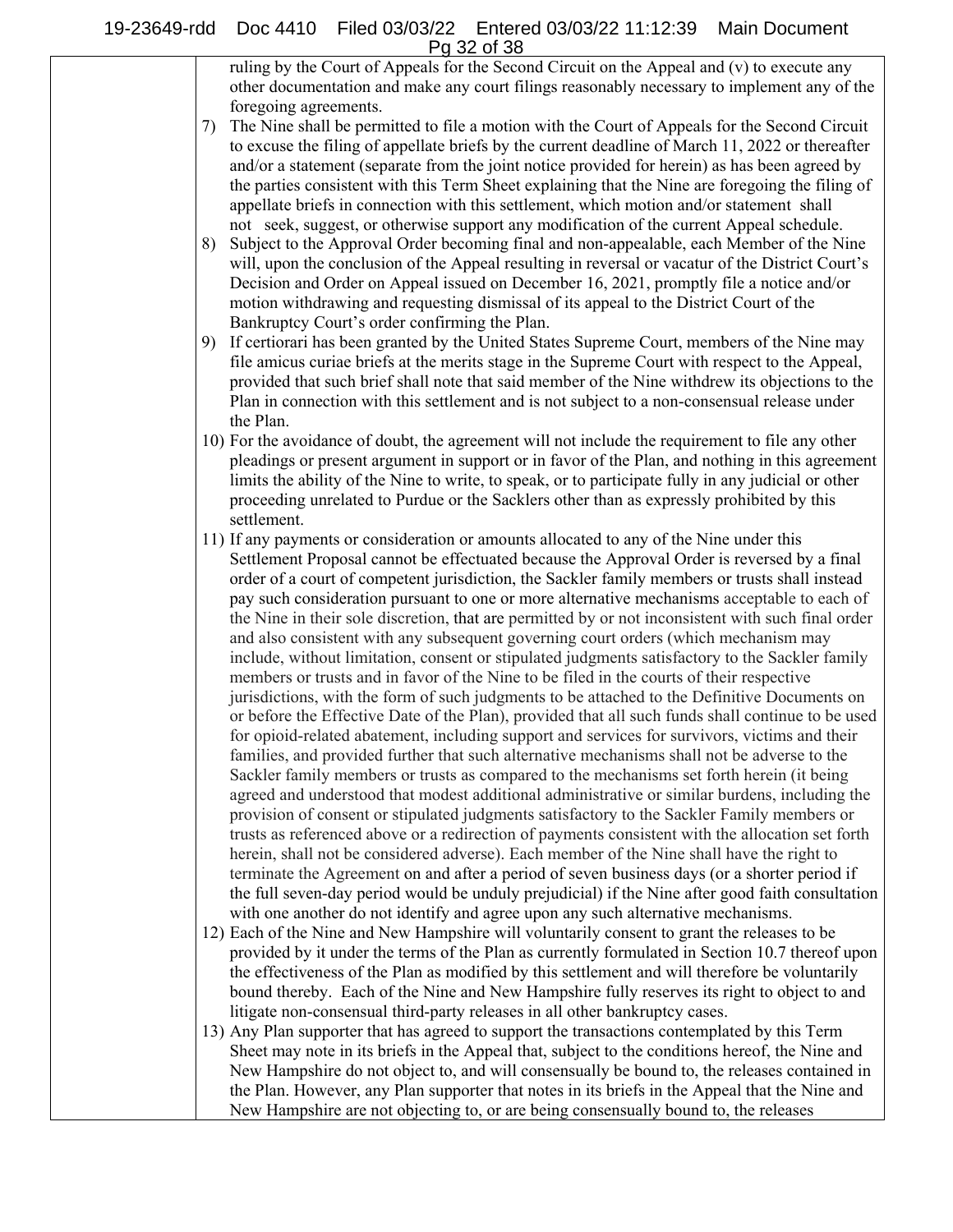ruling by the Court of Appeals for the Second Circuit on the Appeal and (v) to execute any other documentation and make any court filings reasonably necessary to implement any of the foregoing agreements.

7) The Nine shall be permitted to file a motion with the Court of Appeals for the Second Circuit to excuse the filing of appellate briefs by the current deadline of March 11, 2022 or thereafter and/or a statement (separate from the joint notice provided for herein) as has been agreed by the parties consistent with this Term Sheet explaining that the Nine are foregoing the filing of appellate briefs in connection with this settlement, which motion and/or statement shall not seek, suggest, or otherwise support any modification of the current Appeal schedule.

8) Subject to the Approval Order becoming final and non-appealable, each Member of the Nine will, upon the conclusion of the Appeal resulting in reversal or vacatur of the District Court's Decision and Order on Appeal issued on December 16, 2021, promptly file a notice and/or motion withdrawing and requesting dismissal of its appeal to the District Court of the Bankruptcy Court's order confirming the Plan.

9) If certiorari has been granted by the United States Supreme Court, members of the Nine may file amicus curiae briefs at the merits stage in the Supreme Court with respect to the Appeal, provided that such brief shall note that said member of the Nine withdrew its objections to the Plan in connection with this settlement and is not subject to a non-consensual release under the Plan.

10) For the avoidance of doubt, the agreement will not include the requirement to file any other pleadings or present argument in support or in favor of the Plan, and nothing in this agreement limits the ability of the Nine to write, to speak, or to participate fully in any judicial or other proceeding unrelated to Purdue or the Sacklers other than as expressly prohibited by this settlement.

11) If any payments or consideration or amounts allocated to any of the Nine under this Settlement Proposal cannot be effectuated because the Approval Order is reversed by a final order of a court of competent jurisdiction, the Sackler family members or trusts shall instead pay such consideration pursuant to one or more alternative mechanisms acceptable to each of the Nine in their sole discretion, that are permitted by or not inconsistent with such final order and also consistent with any subsequent governing court orders (which mechanism may include, without limitation, consent or stipulated judgments satisfactory to the Sackler family members or trusts and in favor of the Nine to be filed in the courts of their respective jurisdictions, with the form of such judgments to be attached to the Definitive Documents on or before the Effective Date of the Plan), provided that all such funds shall continue to be used for opioid-related abatement, including support and services for survivors, victims and their families, and provided further that such alternative mechanisms shall not be adverse to the Sackler family members or trusts as compared to the mechanisms set forth herein (it being agreed and understood that modest additional administrative or similar burdens, including the provision of consent or stipulated judgments satisfactory to the Sackler Family members or trusts as referenced above or a redirection of payments consistent with the allocation set forth herein, shall not be considered adverse). Each member of the Nine shall have the right to terminate the Agreement on and after a period of seven business days (or a shorter period if the full seven-day period would be unduly prejudicial) if the Nine after good faith consultation with one another do not identify and agree upon any such alternative mechanisms.

12) Each of the Nine and New Hampshire will voluntarily consent to grant the releases to be provided by it under the terms of the Plan as currently formulated in Section 10.7 thereof upon the effectiveness of the Plan as modified by this settlement and will therefore be voluntarily bound thereby. Each of the Nine and New Hampshire fully reserves its right to object to and litigate non-consensual third-party releases in all other bankruptcy cases.

13) Any Plan supporter that has agreed to support the transactions contemplated by this Term Sheet may note in its briefs in the Appeal that, subject to the conditions hereof, the Nine and New Hampshire do not object to, and will consensually be bound to, the releases contained in the Plan. However, any Plan supporter that notes in its briefs in the Appeal that the Nine and New Hampshire are not objecting to, or are being consensually bound to, the releases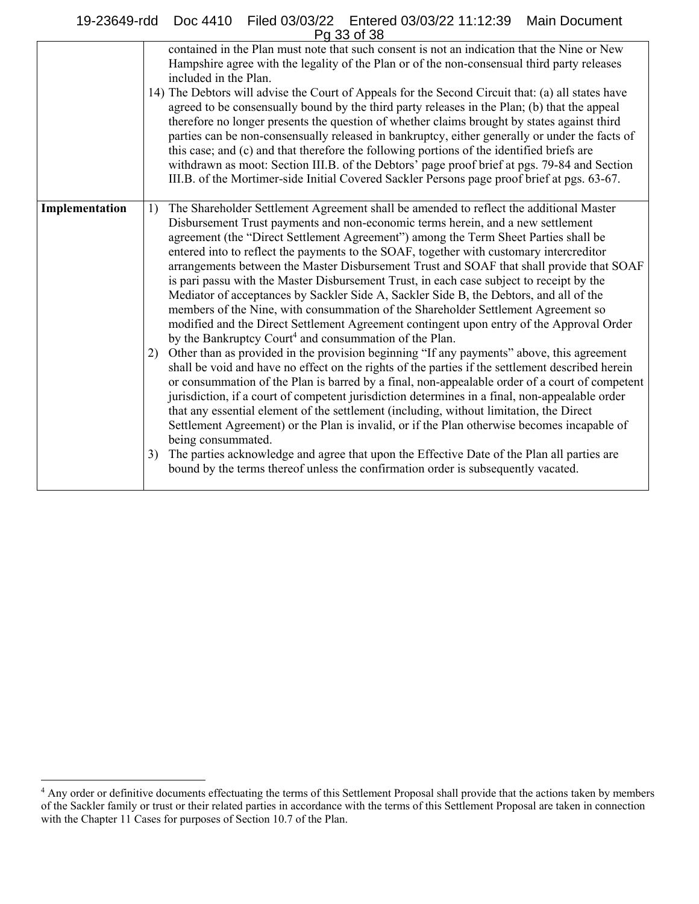| | |
|---|---|
| | contained in the Plan must note that such consent is not an indication that the Nine or New Hampshire agree with the legality of the Plan or of the non-consensual third party releases included in the Plan.<br>14) The Debtors will advise the Court of Appeals for the Second Circuit that: (a) all states have agreed to be consensually bound by the third party releases in the Plan; (b) that the appeal therefore no longer presents the question of whether claims brought by states against third parties can be non-consensually released in bankruptcy, either generally or under the facts of this case; and (c) and that therefore the following portions of the identified briefs are withdrawn as moot: Section III.B. of the Debtors' page proof brief at pgs. 79-84 and Section III.B. of the Mortimer-side Initial Covered Sackler Persons page proof brief at pgs. 63-67. |
| **Implementation** | 1) The Shareholder Settlement Agreement shall be amended to reflect the additional Master Disbursement Trust payments and non-economic terms herein, and a new settlement agreement (the "Direct Settlement Agreement") among the Term Sheet Parties shall be entered into to reflect the payments to the SOAF, together with customary intercreditor arrangements between the Master Disbursement Trust and SOAF that shall provide that SOAF is pari passu with the Master Disbursement Trust, in each case subject to receipt by the Mediator of acceptances by Sackler Side A, Sackler Side B, the Debtors, and all of the members of the Nine, with consummation of the Shareholder Settlement Agreement so modified and the Direct Settlement Agreement contingent upon entry of the Approval Order by the Bankruptcy Court[4] and consummation of the Plan.<br>2) Other than as provided in the provision beginning "If any payments" above, this agreement shall be void and have no effect on the rights of the parties if the settlement described herein or consummation of the Plan is barred by a final, non-appealable order of a court of competent jurisdiction, if a court of competent jurisdiction determines in a final, non-appealable order that any essential element of the settlement (including, without limitation, the Direct Settlement Agreement) or the Plan is invalid, or if the Plan otherwise becomes incapable of being consummated.<br>3) The parties acknowledge and agree that upon the Effective Date of the Plan all parties are bound by the terms thereof unless the confirmation order is subsequently vacated. |

[4] Any order or definitive documents effectuating the terms of this Settlement Proposal shall provide that the actions taken by members of the Sackler family or trust or their related parties in accordance with the terms of this Settlement Proposal are taken in connection with the Chapter 11 Cases for purposes of Section 10.7 of the Plan.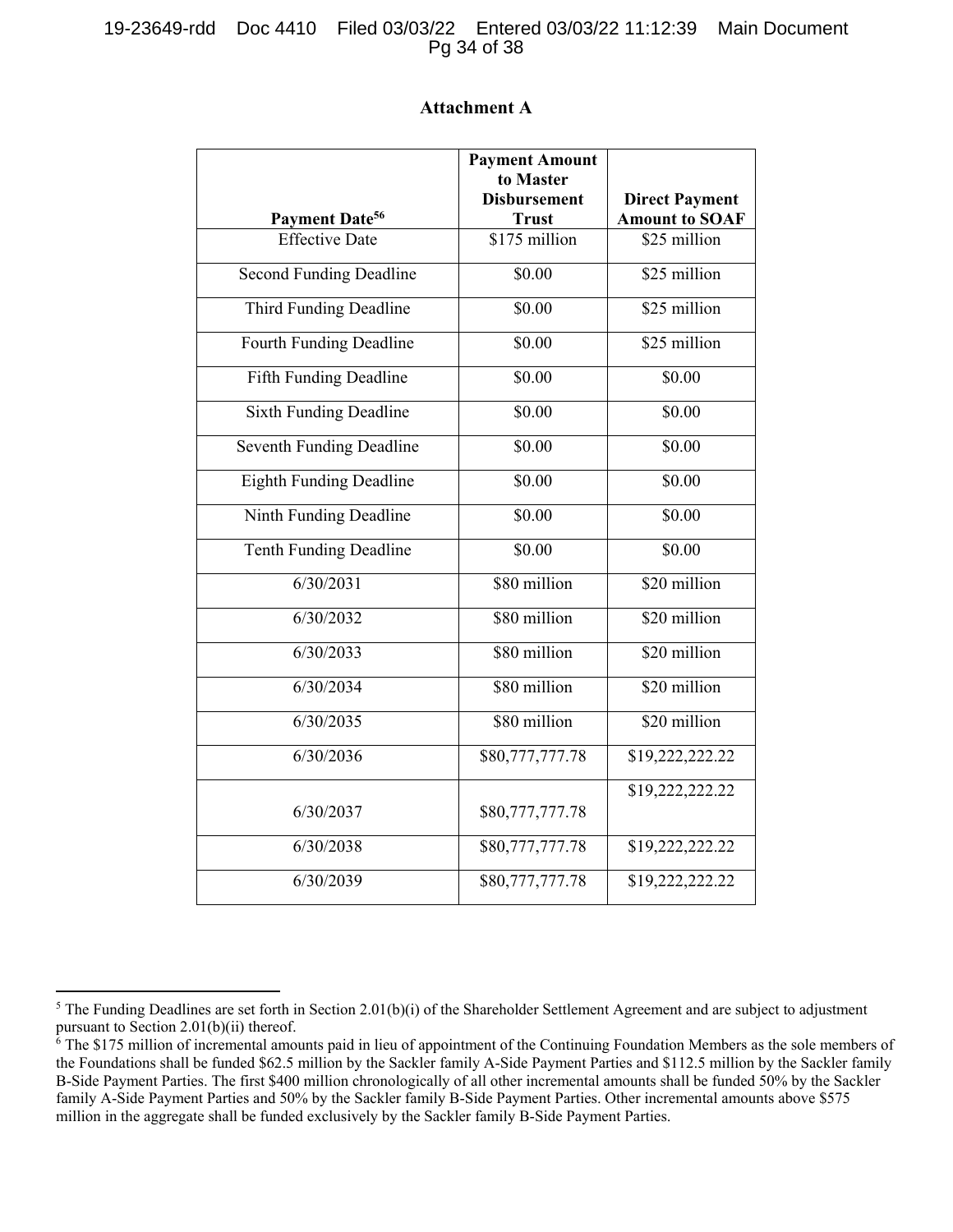**Attachment A**

| Payment Date[5][6] | Payment Amount to Master Disbursement Trust | Direct Payment Amount to SOAF |
|---|---|---|
| Effective Date | $175 million | $25 million |
| Second Funding Deadline | $0.00 | $25 million |
| Third Funding Deadline | $0.00 | $25 million |
| Fourth Funding Deadline | $0.00 | $25 million |
| Fifth Funding Deadline | $0.00 | $0.00 |
| Sixth Funding Deadline | $0.00 | $0.00 |
| Seventh Funding Deadline | $0.00 | $0.00 |
| Eighth Funding Deadline | $0.00 | $0.00 |
| Ninth Funding Deadline | $0.00 | $0.00 |
| Tenth Funding Deadline | $0.00 | $0.00 |
| 6/30/2031 | $80 million | $20 million |
| 6/30/2032 | $80 million | $20 million |
| 6/30/2033 | $80 million | $20 million |
| 6/30/2034 | $80 million | $20 million |
| 6/30/2035 | $80 million | $20 million |
| 6/30/2036 | $80,777,777.78 | $19,222,222.22 |
| 6/30/2037 | $80,777,777.78 | $19,222,222.22 |
| 6/30/2038 | $80,777,777.78 | $19,222,222.22 |
| 6/30/2039 | $80,777,777.78 | $19,222,222.22 |

[5] The Funding Deadlines are set forth in Section 2.01(b)(i) of the Shareholder Settlement Agreement and are subject to adjustment pursuant to Section 2.01(b)(ii) thereof.

[6] The $175 million of incremental amounts paid in lieu of appointment of the Continuing Foundation Members as the sole members of the Foundations shall be funded $62.5 million by the Sackler family A-Side Payment Parties and $112.5 million by the Sackler family B-Side Payment Parties. The first $400 million chronologically of all other incremental amounts shall be funded 50% by the Sackler family A-Side Payment Parties and 50% by the Sackler family B-Side Payment Parties. Other incremental amounts above $575 million in the aggregate shall be funded exclusively by the Sackler family B-Side Payment Parties.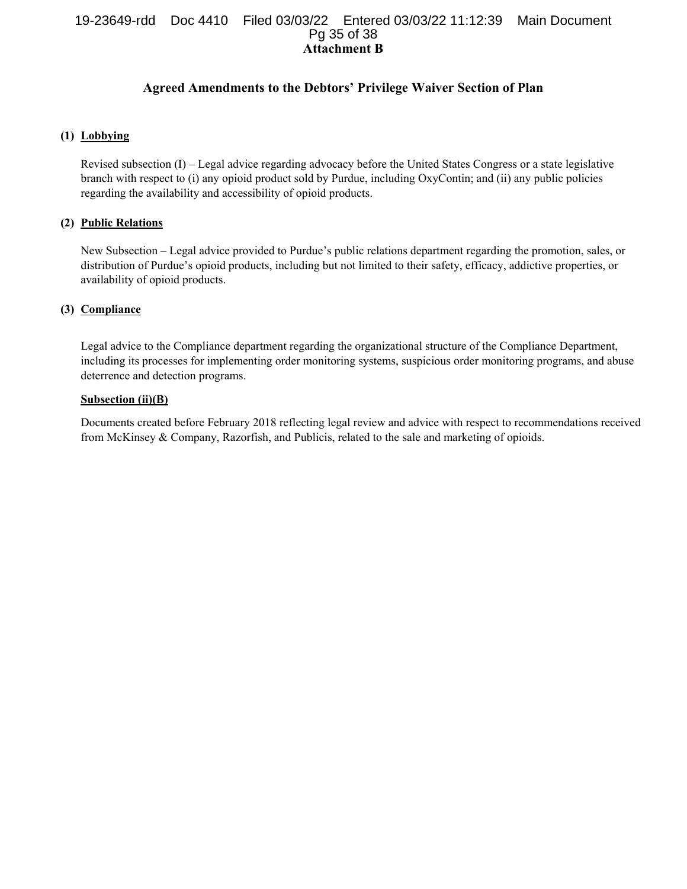**Attachment B**

## Agreed Amendments to the Debtors' Privilege Waiver Section of Plan

**(1) <u>Lobbying</u>**

Revised subsection (I) – Legal advice regarding advocacy before the United States Congress or a state legislative branch with respect to (i) any opioid product sold by Purdue, including OxyContin; and (ii) any public policies regarding the availability and accessibility of opioid products.

**(2) <u>Public Relations</u>**

New Subsection – Legal advice provided to Purdue's public relations department regarding the promotion, sales, or distribution of Purdue's opioid products, including but not limited to their safety, efficacy, addictive properties, or availability of opioid products.

**(3) <u>Compliance</u>**

Legal advice to the Compliance department regarding the organizational structure of the Compliance Department, including its processes for implementing order monitoring systems, suspicious order monitoring programs, and abuse deterrence and detection programs.

**<u>Subsection (ii)(B)</u>**

Documents created before February 2018 reflecting legal review and advice with respect to recommendations received from McKinsey & Company, Razorfish, and Publicis, related to the sale and marketing of opioids.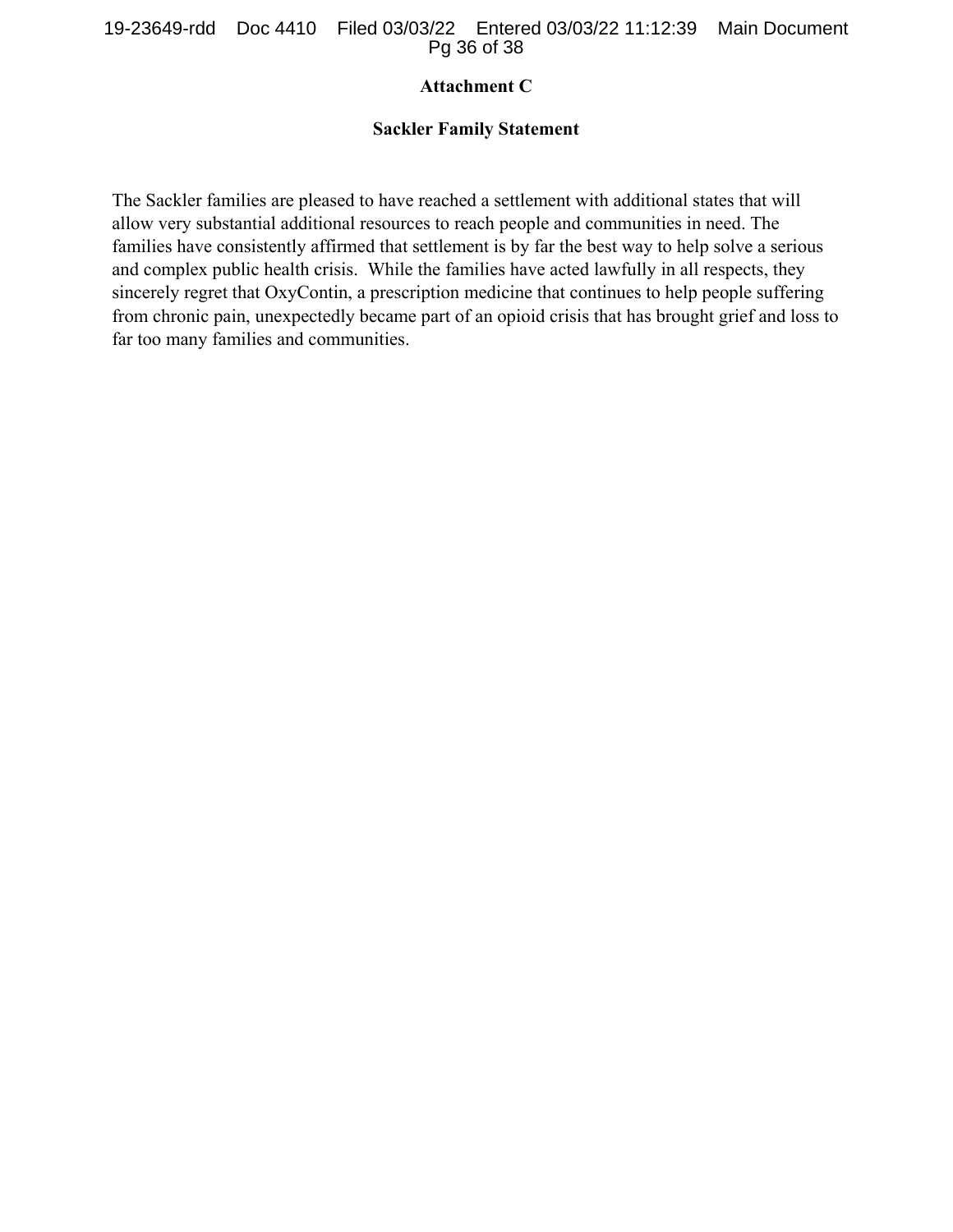**Attachment C**

**Sackler Family Statement**

The Sackler families are pleased to have reached a settlement with additional states that will allow very substantial additional resources to reach people and communities in need. The families have consistently affirmed that settlement is by far the best way to help solve a serious and complex public health crisis. While the families have acted lawfully in all respects, they sincerely regret that OxyContin, a prescription medicine that continues to help people suffering from chronic pain, unexpectedly became part of an opioid crisis that has brought grief and loss to far too many families and communities.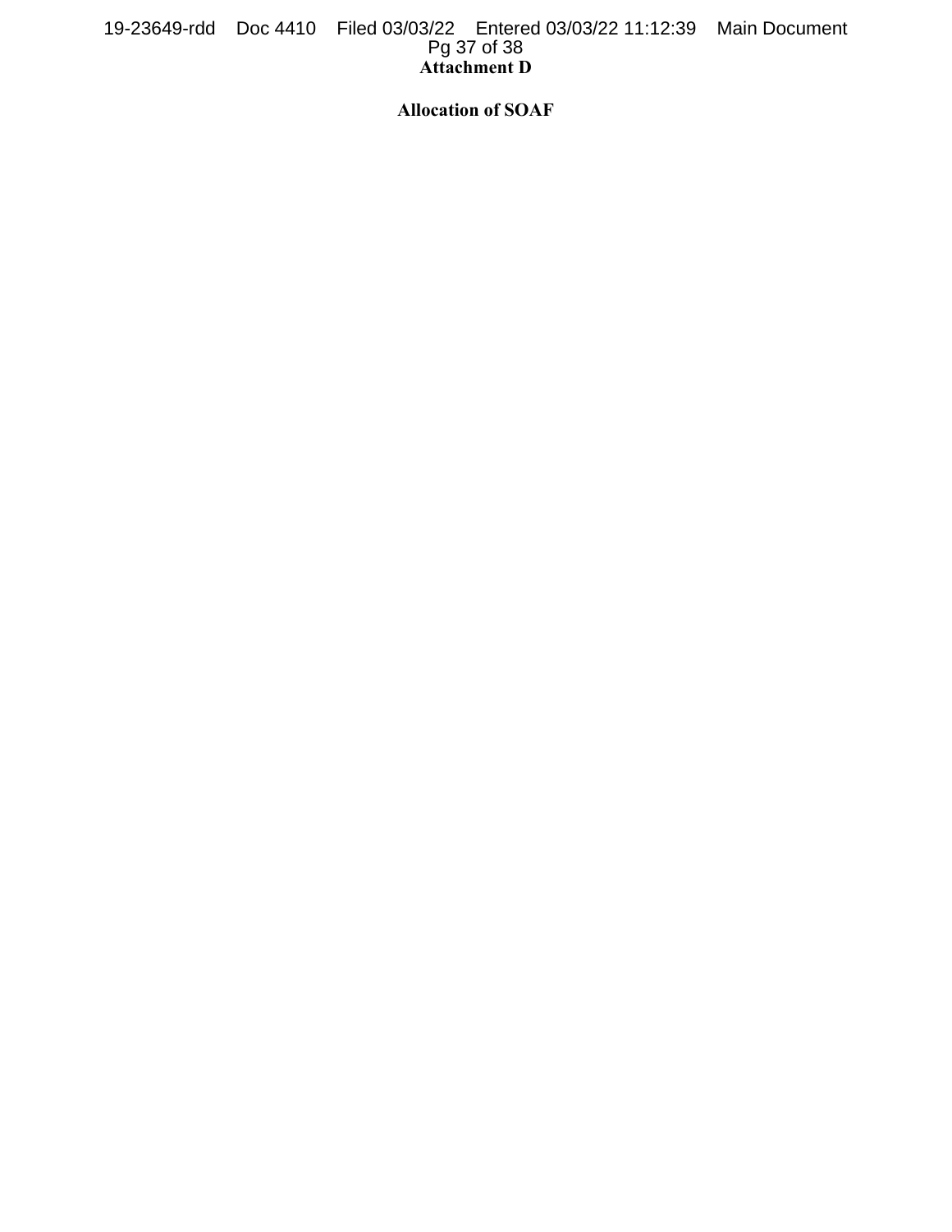# Attachment D

## Allocation of SOAF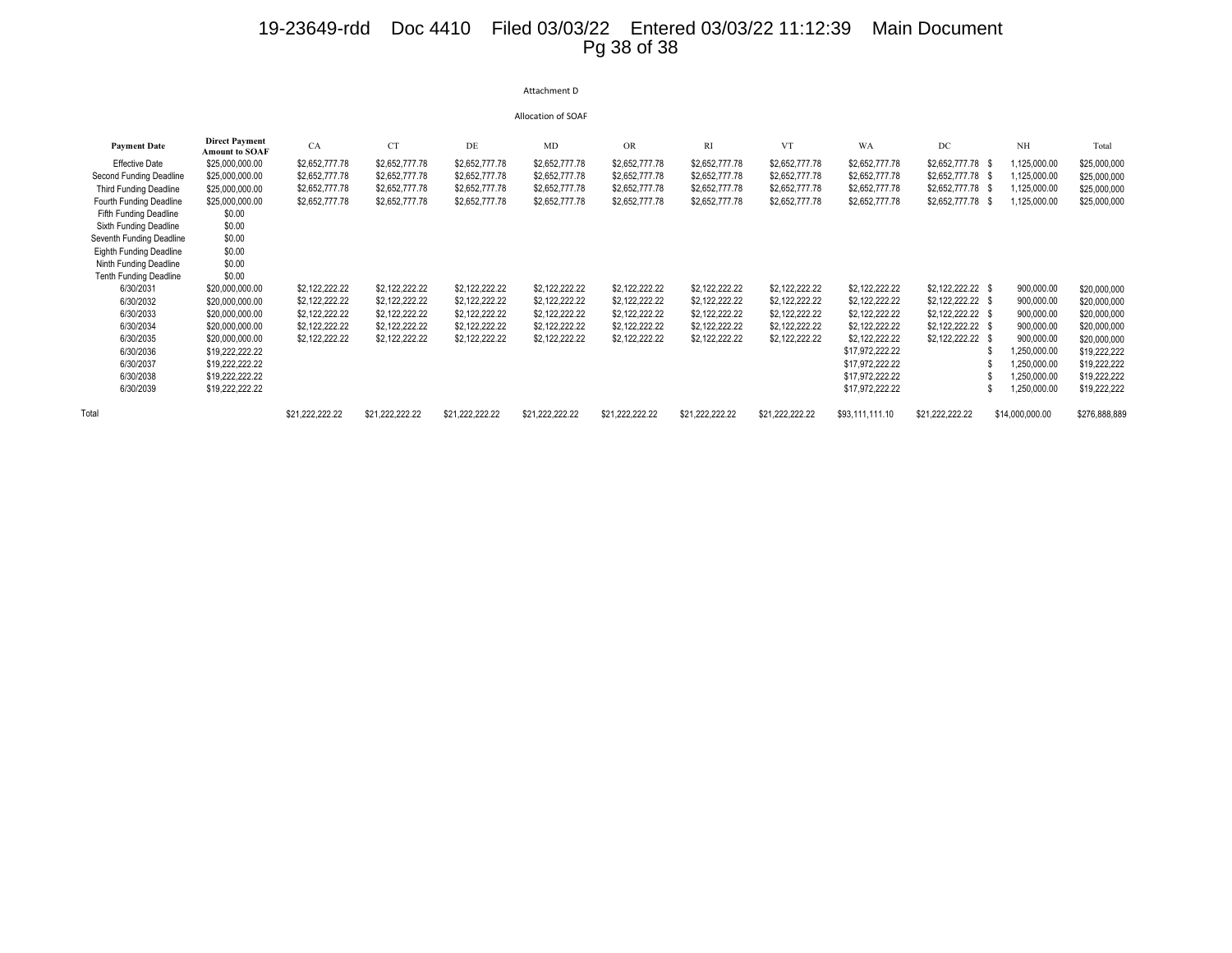Attachment D

Allocation of SOAF

| Payment Date | Direct Payment Amount to SOAF | CA | CT | DE | MD | OR | RI | VT | WA | DC | NH | Total |
|---|---|---|---|---|---|---|---|---|---|---|---|---|
| Effective Date | $25,000,000.00 | $2,652,777.78 | $2,652,777.78 | $2,652,777.78 | $2,652,777.78 | $2,652,777.78 | $2,652,777.78 | $2,652,777.78 | $2,652,777.78 | $2,652,777.78 | $ 1,125,000.00 | $25,000,000 |
| Second Funding Deadline | $25,000,000.00 | $2,652,777.78 | $2,652,777.78 | $2,652,777.78 | $2,652,777.78 | $2,652,777.78 | $2,652,777.78 | $2,652,777.78 | $2,652,777.78 | $2,652,777.78 | $ 1,125,000.00 | $25,000,000 |
| Third Funding Deadline | $25,000,000.00 | $2,652,777.78 | $2,652,777.78 | $2,652,777.78 | $2,652,777.78 | $2,652,777.78 | $2,652,777.78 | $2,652,777.78 | $2,652,777.78 | $2,652,777.78 | $ 1,125,000.00 | $25,000,000 |
| Fourth Funding Deadline | $25,000,000.00 | $2,652,777.78 | $2,652,777.78 | $2,652,777.78 | $2,652,777.78 | $2,652,777.78 | $2,652,777.78 | $2,652,777.78 | $2,652,777.78 | $2,652,777.78 | $ 1,125,000.00 | $25,000,000 |
| Fifth Funding Deadline | $0.00 | | | | | | | | | | | |
| Sixth Funding Deadline | $0.00 | | | | | | | | | | | |
| Seventh Funding Deadline | $0.00 | | | | | | | | | | | |
| Eighth Funding Deadline | $0.00 | | | | | | | | | | | |
| Ninth Funding Deadline | $0.00 | | | | | | | | | | | |
| Tenth Funding Deadline | $0.00 | | | | | | | | | | | |
| 6/30/2031 | $20,000,000.00 | $2,122,222.22 | $2,122,222.22 | $2,122,222.22 | $2,122,222.22 | $2,122,222.22 | $2,122,222.22 | $2,122,222.22 | $2,122,222.22 | $2,122,222.22 | $ 900,000.00 | $20,000,000 |
| 6/30/2032 | $20,000,000.00 | $2,122,222.22 | $2,122,222.22 | $2,122,222.22 | $2,122,222.22 | $2,122,222.22 | $2,122,222.22 | $2,122,222.22 | $2,122,222.22 | $2,122,222.22 | $ 900,000.00 | $20,000,000 |
| 6/30/2033 | $20,000,000.00 | $2,122,222.22 | $2,122,222.22 | $2,122,222.22 | $2,122,222.22 | $2,122,222.22 | $2,122,222.22 | $2,122,222.22 | $2,122,222.22 | $2,122,222.22 | $ 900,000.00 | $20,000,000 |
| 6/30/2034 | $20,000,000.00 | $2,122,222.22 | $2,122,222.22 | $2,122,222.22 | $2,122,222.22 | $2,122,222.22 | $2,122,222.22 | $2,122,222.22 | $2,122,222.22 | $2,122,222.22 | $ 900,000.00 | $20,000,000 |
| 6/30/2035 | $20,000,000.00 | $2,122,222.22 | $2,122,222.22 | $2,122,222.22 | $2,122,222.22 | $2,122,222.22 | $2,122,222.22 | $2,122,222.22 | $2,122,222.22 | $2,122,222.22 | $ 900,000.00 | $20,000,000 |
| 6/30/2036 | $19,222,222.22 | | | | | | | | $17,972,222.22 | | $ 1,250,000.00 | $19,222,222 |
| 6/30/2037 | $19,222,222.22 | | | | | | | | $17,972,222.22 | | $ 1,250,000.00 | $19,222,222 |
| 6/30/2038 | $19,222,222.22 | | | | | | | | $17,972,222.22 | | $ 1,250,000.00 | $19,222,222 |
| 6/30/2039 | $19,222,222.22 | | | | | | | | $17,972,222.22 | | $ 1,250,000.00 | $19,222,222 |
| Total | | $21,222,222.22 | $21,222,222.22 | $21,222,222.22 | $21,222,222.22 | $21,222,222.22 | $21,222,222.22 | $21,222,222.22 | $93,111,111.10 | $21,222,222.22 | $14,000,000.00 | $276,888,889 |